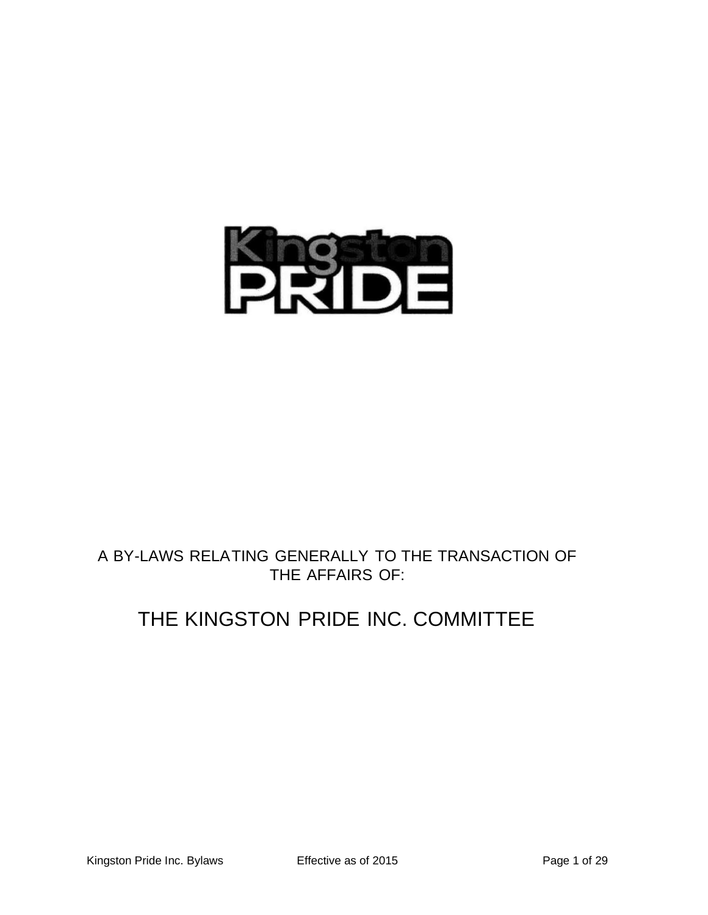Kingston PRIDE

A BY-LAWS RELATING GENERALLY TO THE TRANSACTION OF THE AFFAIRS OF:

# THE KINGSTON PRIDE INC. COMMITTEE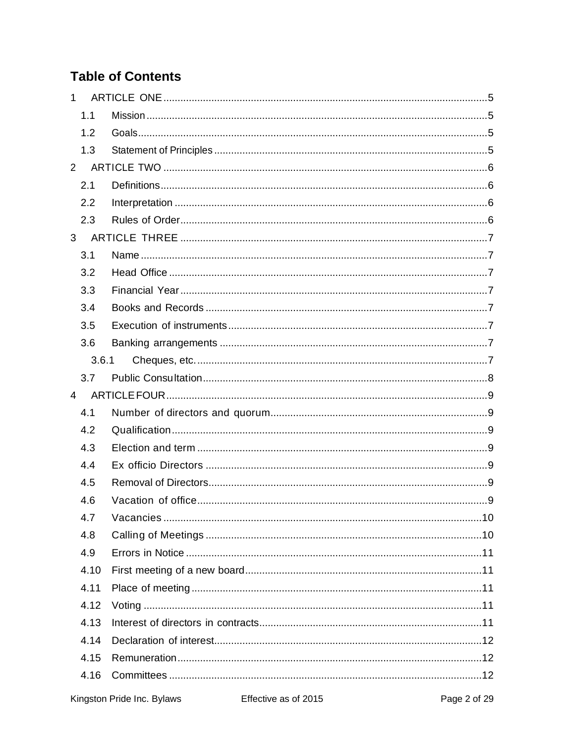# Table of Contents

1 ARTICLE ONE ..... 5

- 1.1 Mission ..... 5
- 1.2 Goals ..... 5
- 1.3 Statement of Principles ..... 5

2 ARTICLE TWO ..... 6

- 2.1 Definitions ..... 6
- 2.2 Interpretation ..... 6
- 2.3 Rules of Order ..... 6

3 ARTICLE THREE ..... 7

- 3.1 Name ..... 7
- 3.2 Head Office ..... 7
- 3.3 Financial Year ..... 7
- 3.4 Books and Records ..... 7
- 3.5 Execution of instruments ..... 7
- 3.6 Banking arrangements ..... 7
  - 3.6.1 Cheques, etc. ..... 7
- 3.7 Public Consultation ..... 8

4 ARTICLE FOUR ..... 9

- 4.1 Number of directors and quorum ..... 9
- 4.2 Qualification ..... 9
- 4.3 Election and term ..... 9
- 4.4 Ex officio Directors ..... 9
- 4.5 Removal of Directors ..... 9
- 4.6 Vacation of office ..... 9
- 4.7 Vacancies ..... 10
- 4.8 Calling of Meetings ..... 10
- 4.9 Errors in Notice ..... 11
- 4.10 First meeting of a new board ..... 11
- 4.11 Place of meeting ..... 11
- 4.12 Voting ..... 11
- 4.13 Interest of directors in contracts ..... 11
- 4.14 Declaration of interest ..... 12
- 4.15 Remuneration ..... 12
- 4.16 Committees ..... 12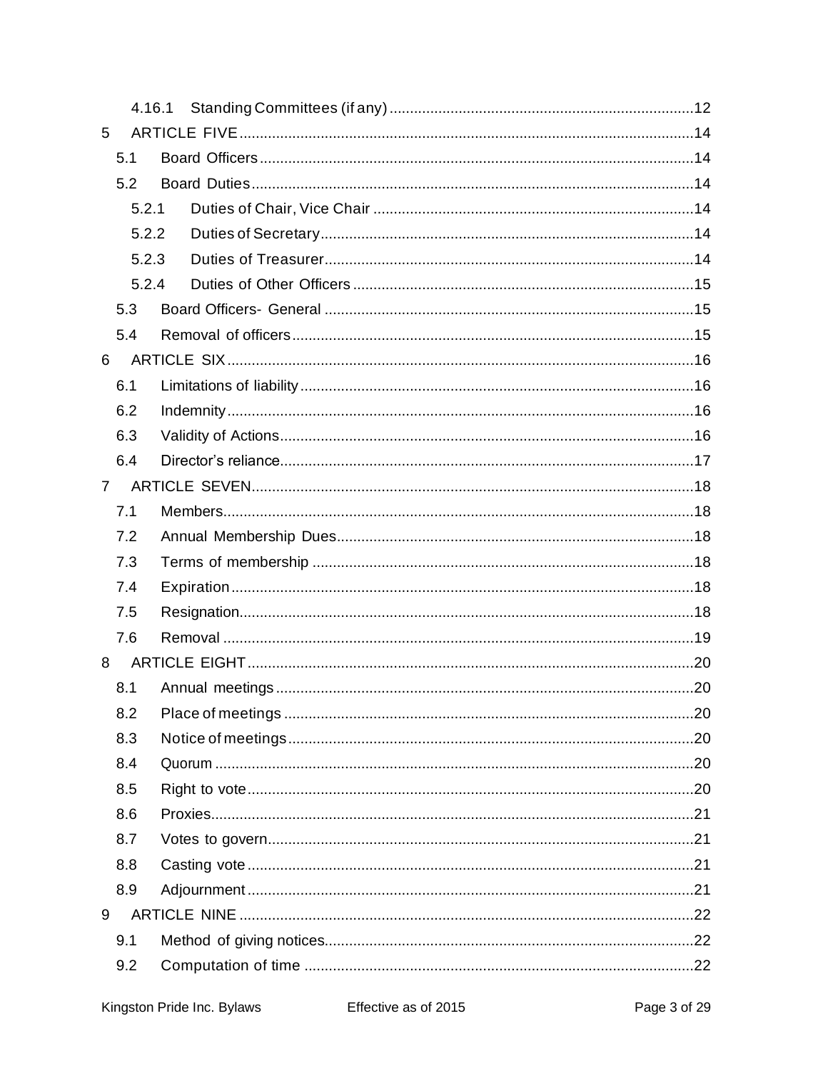4.16.1 Standing Committees (if any) ....................................................................... 12

5 ARTICLE FIVE ............................................................................................................ 14

5.1 Board Officers ........................................................................................................ 14

5.2 Board Duties .......................................................................................................... 14

5.2.1 Duties of Chair, Vice Chair ................................................................................. 14

5.2.2 Duties of Secretary .............................................................................................. 14

5.2.3 Duties of Treasurer .............................................................................................. 14

5.2.4 Duties of Other Officers ...................................................................................... 15

5.3 Board Officers- General ......................................................................................... 15

5.4 Removal of officers ................................................................................................ 15

6 ARTICLE SIX .............................................................................................................. 16

6.1 Limitations of liability ............................................................................................. 16

6.2 Indemnity ............................................................................................................... 16

6.3 Validity of Actions .................................................................................................. 16

6.4 Director's reliance .................................................................................................. 17

7 ARTICLE SEVEN ........................................................................................................ 18

7.1 Members ................................................................................................................ 18

7.2 Annual Membership Dues ...................................................................................... 18

7.3 Terms of membership ............................................................................................ 18

7.4 Expiration ............................................................................................................... 18

7.5 Resignation ............................................................................................................ 18

7.6 Removal ................................................................................................................. 19

8 ARTICLE EIGHT ......................................................................................................... 20

8.1 Annual meetings ..................................................................................................... 20

8.2 Place of meetings ................................................................................................... 20

8.3 Notice of meetings .................................................................................................. 20

8.4 Quorum .................................................................................................................. 20

8.5 Right to vote ........................................................................................................... 20

8.6 Proxies ................................................................................................................... 21

8.7 Votes to govern ...................................................................................................... 21

8.8 Casting vote ........................................................................................................... 21

8.9 Adjournment ........................................................................................................... 21

9 ARTICLE NINE ............................................................................................................ 22

9.1 Method of giving notices ......................................................................................... 22

9.2 Computation of time ............................................................................................... 22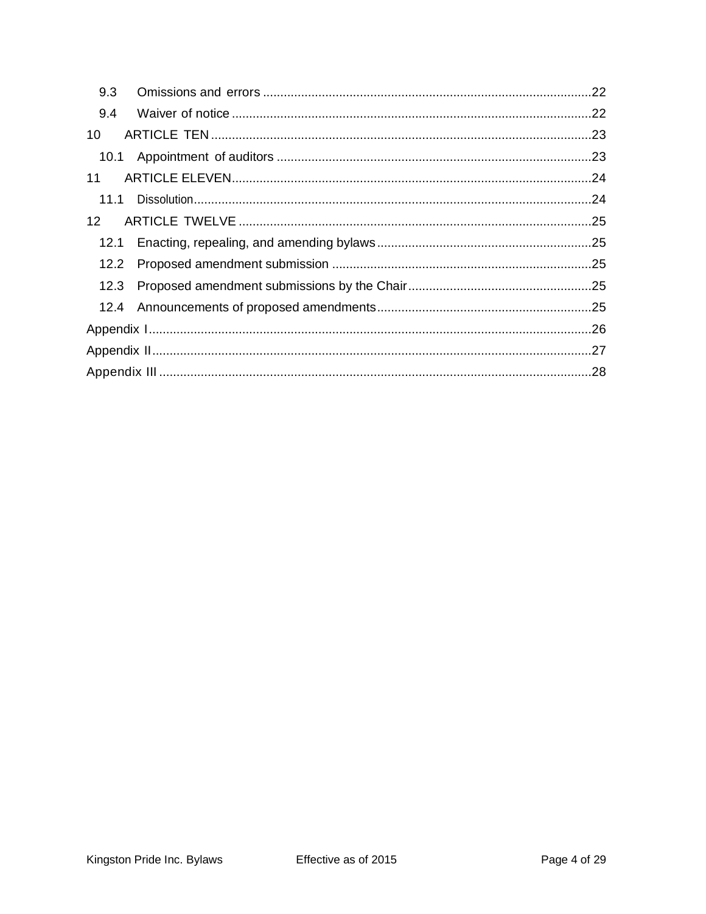9.3 Omissions and errors ......................................................................................22
9.4 Waiver of notice ................................................................................................22
10 ARTICLE TEN ......................................................................................................23
10.1 Appointment of auditors ...................................................................................23
11 ARTICLE ELEVEN................................................................................................24
11.1 Dissolution.......................................................................................................24
12 ARTICLE TWELVE ...............................................................................................25
12.1 Enacting, repealing, and amending bylaws .......................................................25
12.2 Proposed amendment submission ....................................................................25
12.3 Proposed amendment submissions by the Chair ...............................................25
12.4 Announcements of proposed amendments........................................................25
Appendix I ..................................................................................................................26
Appendix II .................................................................................................................27
Appendix III ................................................................................................................28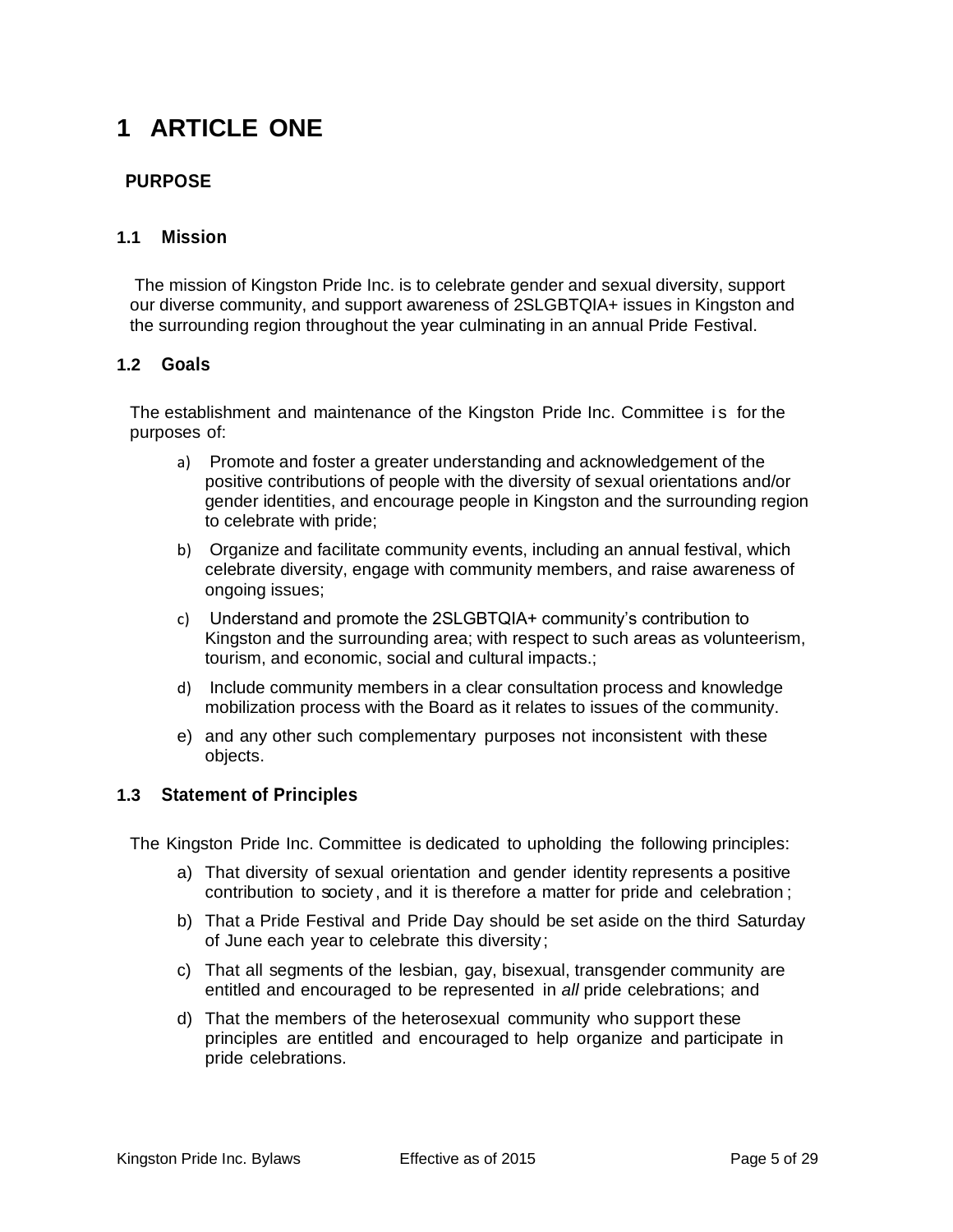# 1 ARTICLE ONE

## PURPOSE

### 1.1 Mission

The mission of Kingston Pride Inc. is to celebrate gender and sexual diversity, support our diverse community, and support awareness of 2SLGBTQIA+ issues in Kingston and the surrounding region throughout the year culminating in an annual Pride Festival.

### 1.2 Goals

The establishment and maintenance of the Kingston Pride Inc. Committee is for the purposes of:

a) Promote and foster a greater understanding and acknowledgement of the positive contributions of people with the diversity of sexual orientations and/or gender identities, and encourage people in Kingston and the surrounding region to celebrate with pride;

b) Organize and facilitate community events, including an annual festival, which celebrate diversity, engage with community members, and raise awareness of ongoing issues;

c) Understand and promote the 2SLGBTQIA+ community's contribution to Kingston and the surrounding area; with respect to such areas as volunteerism, tourism, and economic, social and cultural impacts.;

d) Include community members in a clear consultation process and knowledge mobilization process with the Board as it relates to issues of the community.

e) and any other such complementary purposes not inconsistent with these objects.

### 1.3 Statement of Principles

The Kingston Pride Inc. Committee is dedicated to upholding the following principles:

a) That diversity of sexual orientation and gender identity represents a positive contribution to society, and it is therefore a matter for pride and celebration;

b) That a Pride Festival and Pride Day should be set aside on the third Saturday of June each year to celebrate this diversity;

c) That all segments of the lesbian, gay, bisexual, transgender community are entitled and encouraged to be represented in *all* pride celebrations; and

d) That the members of the heterosexual community who support these principles are entitled and encouraged to help organize and participate in pride celebrations.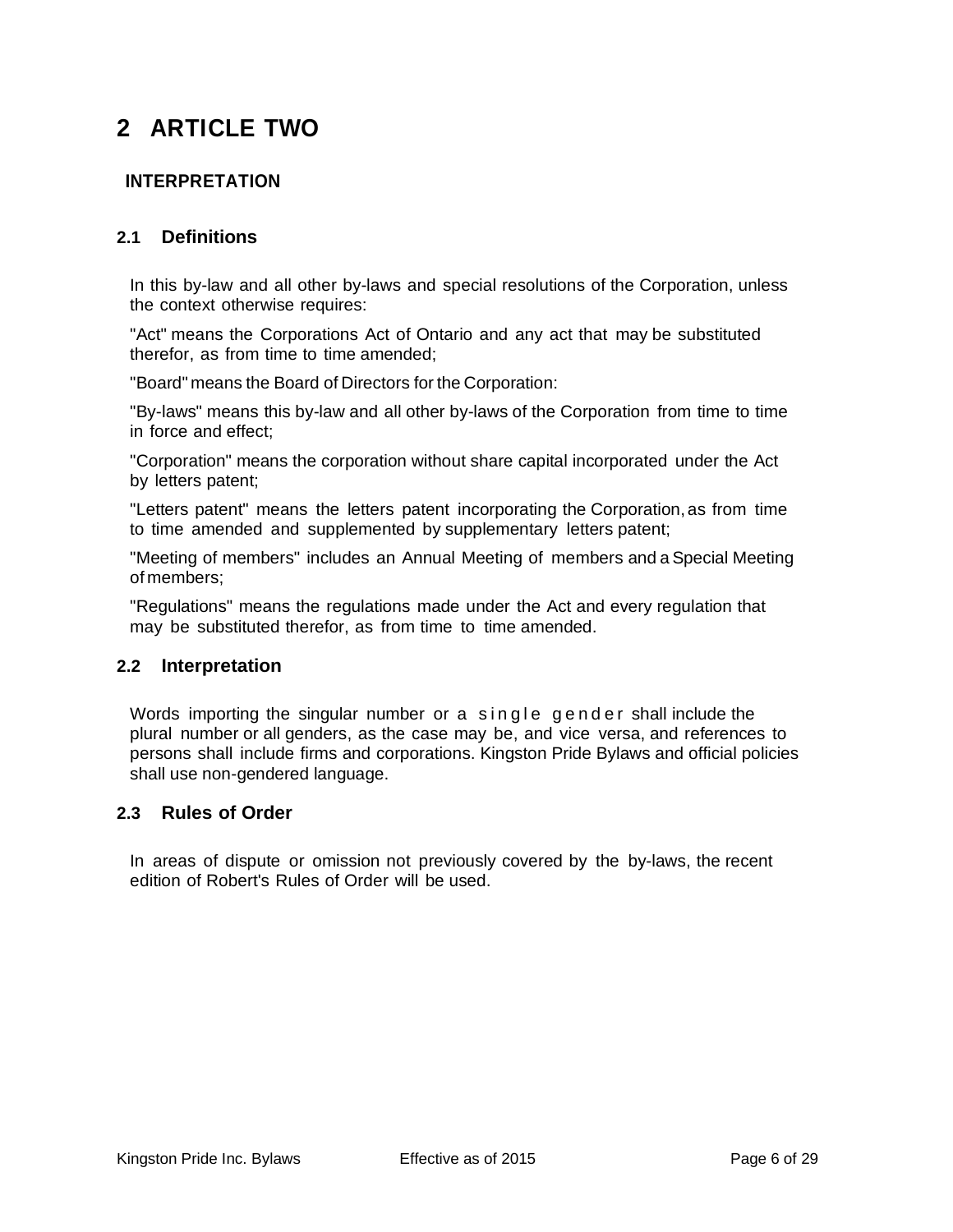# 2 ARTICLE TWO

## INTERPRETATION

### 2.1 Definitions

In this by-law and all other by-laws and special resolutions of the Corporation, unless the context otherwise requires:

"Act" means the Corporations Act of Ontario and any act that may be substituted therefor, as from time to time amended;

"Board" means the Board of Directors for the Corporation:

"By-laws" means this by-law and all other by-laws of the Corporation from time to time in force and effect;

"Corporation" means the corporation without share capital incorporated under the Act by letters patent;

"Letters patent" means the letters patent incorporating the Corporation, as from time to time amended and supplemented by supplementary letters patent;

"Meeting of members" includes an Annual Meeting of members and a Special Meeting of members;

"Regulations" means the regulations made under the Act and every regulation that may be substituted therefor, as from time to time amended.

### 2.2 Interpretation

Words importing the singular number or a single gender shall include the plural number or all genders, as the case may be, and vice versa, and references to persons shall include firms and corporations. Kingston Pride Bylaws and official policies shall use non-gendered language.

### 2.3 Rules of Order

In areas of dispute or omission not previously covered by the by-laws, the recent edition of Robert's Rules of Order will be used.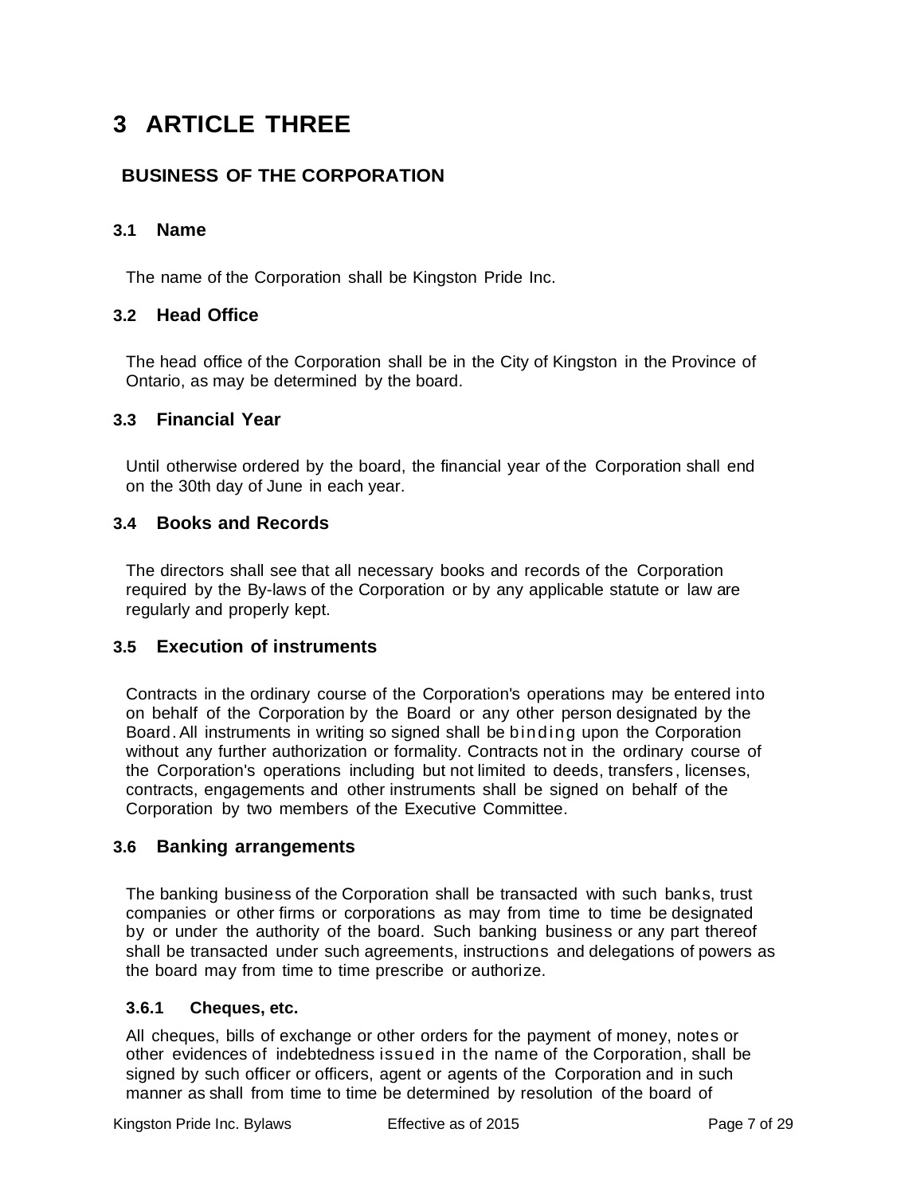# 3 ARTICLE THREE

## BUSINESS OF THE CORPORATION

### 3.1 Name

The name of the Corporation shall be Kingston Pride Inc.

### 3.2 Head Office

The head office of the Corporation shall be in the City of Kingston in the Province of Ontario, as may be determined by the board.

### 3.3 Financial Year

Until otherwise ordered by the board, the financial year of the Corporation shall end on the 30th day of June in each year.

### 3.4 Books and Records

The directors shall see that all necessary books and records of the Corporation required by the By-laws of the Corporation or by any applicable statute or law are regularly and properly kept.

### 3.5 Execution of instruments

Contracts in the ordinary course of the Corporation's operations may be entered into on behalf of the Corporation by the Board or any other person designated by the Board. All instruments in writing so signed shall be binding upon the Corporation without any further authorization or formality. Contracts not in the ordinary course of the Corporation's operations including but not limited to deeds, transfers, licenses, contracts, engagements and other instruments shall be signed on behalf of the Corporation by two members of the Executive Committee.

### 3.6 Banking arrangements

The banking business of the Corporation shall be transacted with such banks, trust companies or other firms or corporations as may from time to time be designated by or under the authority of the board. Such banking business or any part thereof shall be transacted under such agreements, instructions and delegations of powers as the board may from time to time prescribe or authorize.

#### 3.6.1 Cheques, etc.

All cheques, bills of exchange or other orders for the payment of money, notes or other evidences of indebtedness issued in the name of the Corporation, shall be signed by such officer or officers, agent or agents of the Corporation and in such manner as shall from time to time be determined by resolution of the board of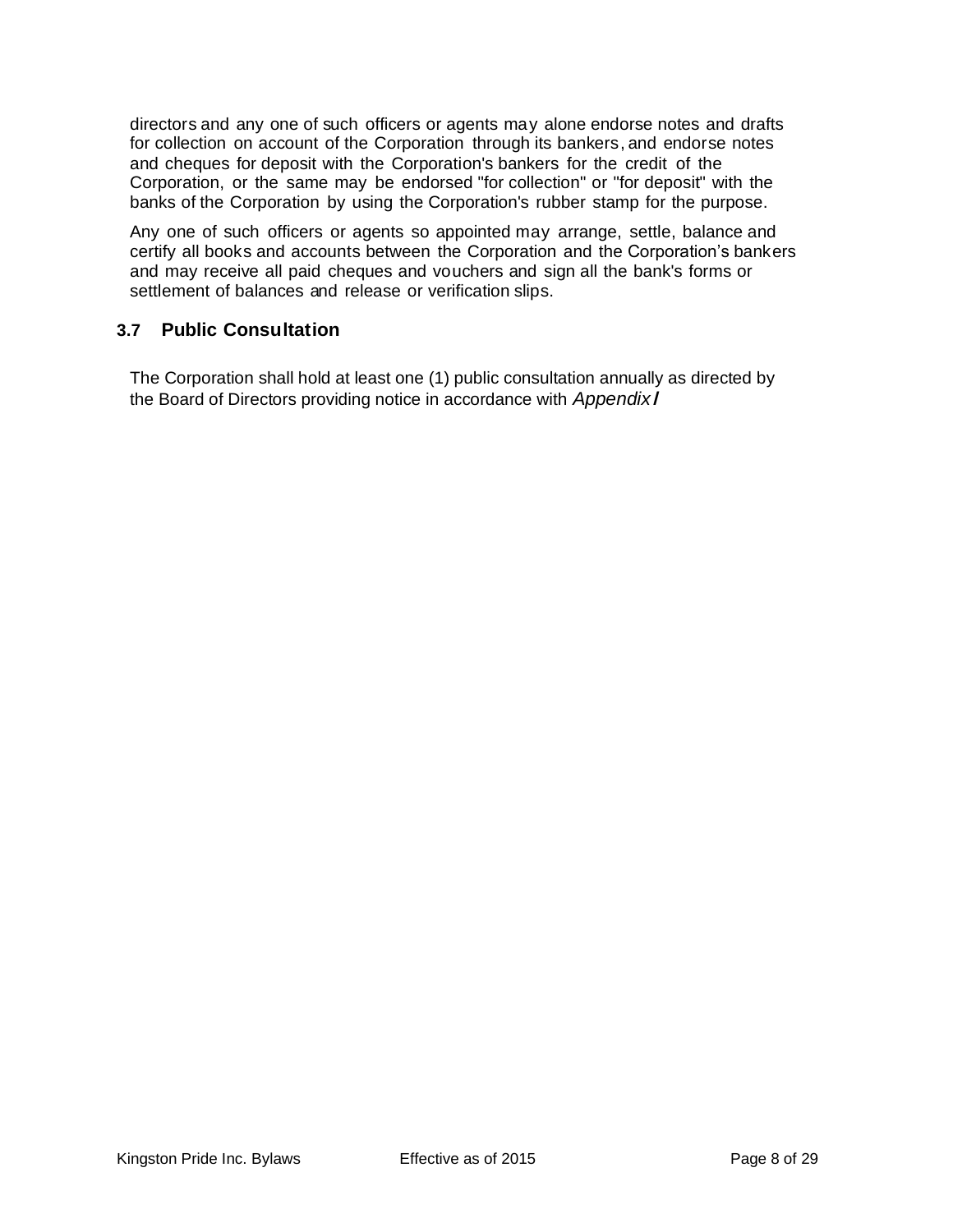directors and any one of such officers or agents may alone endorse notes and drafts for collection on account of the Corporation through its bankers, and endorse notes and cheques for deposit with the Corporation's bankers for the credit of the Corporation, or the same may be endorsed "for collection" or "for deposit" with the banks of the Corporation by using the Corporation's rubber stamp for the purpose.

Any one of such officers or agents so appointed may arrange, settle, balance and certify all books and accounts between the Corporation and the Corporation's bankers and may receive all paid cheques and vouchers and sign all the bank's forms or settlement of balances and release or verification slips.

### 3.7 Public Consultation

The Corporation shall hold at least one (1) public consultation annually as directed by the Board of Directors providing notice in accordance with *Appendix I*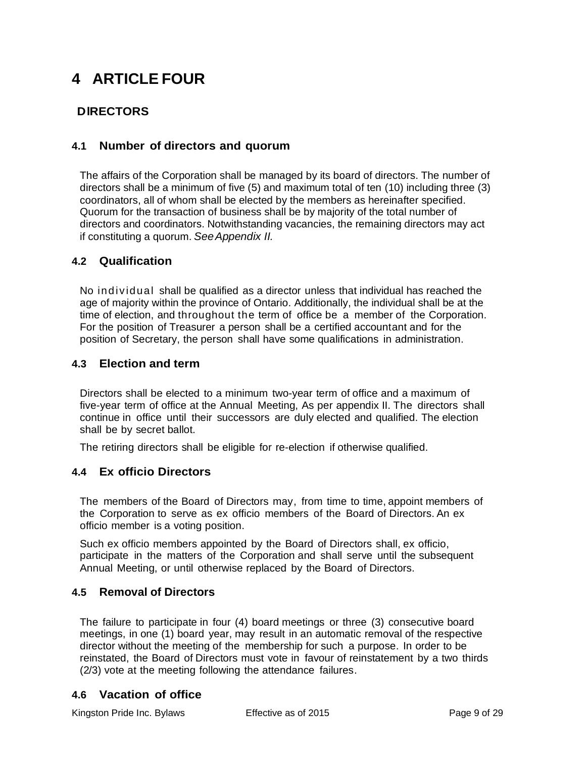# 4 ARTICLE FOUR

## DIRECTORS

### 4.1 Number of directors and quorum

The affairs of the Corporation shall be managed by its board of directors. The number of directors shall be a minimum of five (5) and maximum total of ten (10) including three (3) coordinators, all of whom shall be elected by the members as hereinafter specified. Quorum for the transaction of business shall be by majority of the total number of directors and coordinators. Notwithstanding vacancies, the remaining directors may act if constituting a quorum. *See Appendix II.*

### 4.2 Qualification

No individual shall be qualified as a director unless that individual has reached the age of majority within the province of Ontario. Additionally, the individual shall be at the time of election, and throughout the term of office be a member of the Corporation. For the position of Treasurer a person shall be a certified accountant and for the position of Secretary, the person shall have some qualifications in administration.

### 4.3 Election and term

Directors shall be elected to a minimum two-year term of office and a maximum of five-year term of office at the Annual Meeting, As per appendix II. The directors shall continue in office until their successors are duly elected and qualified. The election shall be by secret ballot.

The retiring directors shall be eligible for re-election if otherwise qualified.

### 4.4 Ex officio Directors

The members of the Board of Directors may, from time to time, appoint members of the Corporation to serve as ex officio members of the Board of Directors. An ex officio member is a voting position.

Such ex officio members appointed by the Board of Directors shall, ex officio, participate in the matters of the Corporation and shall serve until the subsequent Annual Meeting, or until otherwise replaced by the Board of Directors.

### 4.5 Removal of Directors

The failure to participate in four (4) board meetings or three (3) consecutive board meetings, in one (1) board year, may result in an automatic removal of the respective director without the meeting of the membership for such a purpose. In order to be reinstated, the Board of Directors must vote in favour of reinstatement by a two thirds (2/3) vote at the meeting following the attendance failures.

### 4.6 Vacation of office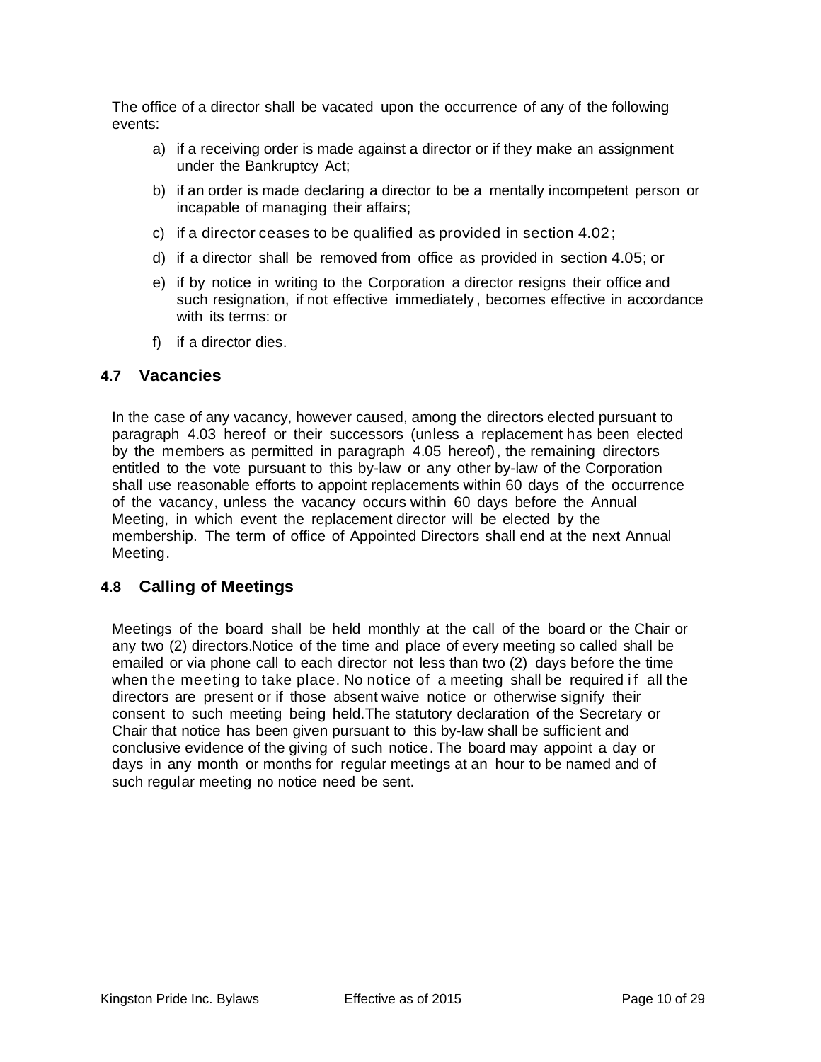The office of a director shall be vacated upon the occurrence of any of the following events:

a) if a receiving order is made against a director or if they make an assignment under the Bankruptcy Act;

b) if an order is made declaring a director to be a mentally incompetent person or incapable of managing their affairs;

c) if a director ceases to be qualified as provided in section 4.02;

d) if a director shall be removed from office as provided in section 4.05; or

e) if by notice in writing to the Corporation a director resigns their office and such resignation, if not effective immediately, becomes effective in accordance with its terms: or

f) if a director dies.

## 4.7 Vacancies

In the case of any vacancy, however caused, among the directors elected pursuant to paragraph 4.03 hereof or their successors (unless a replacement has been elected by the members as permitted in paragraph 4.05 hereof), the remaining directors entitled to the vote pursuant to this by-law or any other by-law of the Corporation shall use reasonable efforts to appoint replacements within 60 days of the occurrence of the vacancy, unless the vacancy occurs within 60 days before the Annual Meeting, in which event the replacement director will be elected by the membership. The term of office of Appointed Directors shall end at the next Annual Meeting.

## 4.8 Calling of Meetings

Meetings of the board shall be held monthly at the call of the board or the Chair or any two (2) directors.Notice of the time and place of every meeting so called shall be emailed or via phone call to each director not less than two (2) days before the time when the meeting to take place. No notice of a meeting shall be required if all the directors are present or if those absent waive notice or otherwise signify their consent to such meeting being held.The statutory declaration of the Secretary or Chair that notice has been given pursuant to this by-law shall be sufficient and conclusive evidence of the giving of such notice. The board may appoint a day or days in any month or months for regular meetings at an hour to be named and of such regular meeting no notice need be sent.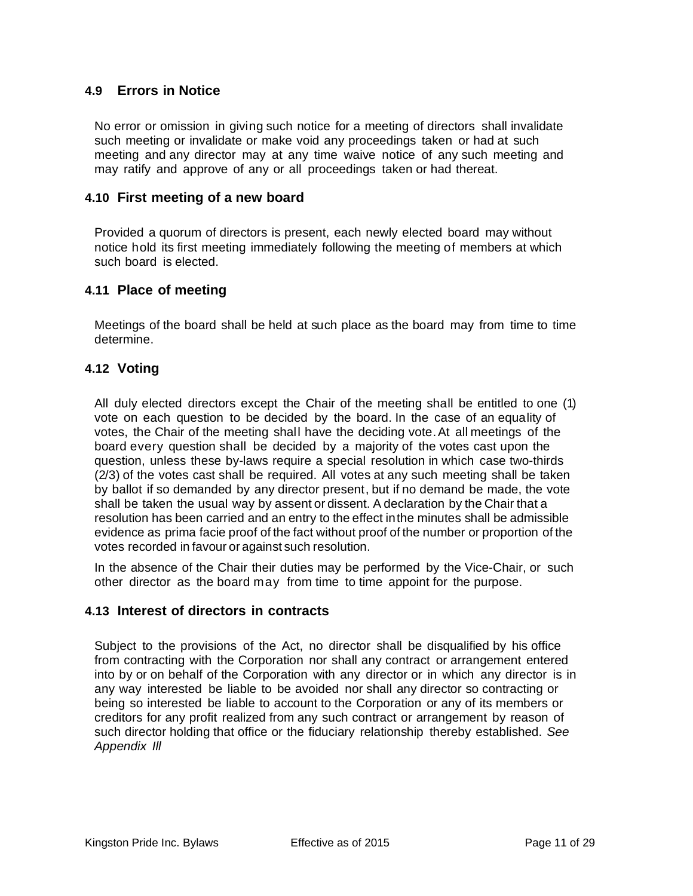## 4.9 Errors in Notice

No error or omission in giving such notice for a meeting of directors shall invalidate such meeting or invalidate or make void any proceedings taken or had at such meeting and any director may at any time waive notice of any such meeting and may ratify and approve of any or all proceedings taken or had thereat.

## 4.10 First meeting of a new board

Provided a quorum of directors is present, each newly elected board may without notice hold its first meeting immediately following the meeting of members at which such board is elected.

## 4.11 Place of meeting

Meetings of the board shall be held at such place as the board may from time to time determine.

## 4.12 Voting

All duly elected directors except the Chair of the meeting shall be entitled to one (1) vote on each question to be decided by the board. In the case of an equality of votes, the Chair of the meeting shall have the deciding vote. At all meetings of the board every question shall be decided by a majority of the votes cast upon the question, unless these by-laws require a special resolution in which case two-thirds (2/3) of the votes cast shall be required. All votes at any such meeting shall be taken by ballot if so demanded by any director present, but if no demand be made, the vote shall be taken the usual way by assent or dissent. A declaration by the Chair that a resolution has been carried and an entry to the effect inthe minutes shall be admissible evidence as prima facie proof of the fact without proof of the number or proportion of the votes recorded in favour or against such resolution.

In the absence of the Chair their duties may be performed by the Vice-Chair, or such other director as the board may from time to time appoint for the purpose.

## 4.13 Interest of directors in contracts

Subject to the provisions of the Act, no director shall be disqualified by his office from contracting with the Corporation nor shall any contract or arrangement entered into by or on behalf of the Corporation with any director or in which any director is in any way interested be liable to be avoided nor shall any director so contracting or being so interested be liable to account to the Corporation or any of its members or creditors for any profit realized from any such contract or arrangement by reason of such director holding that office or the fiduciary relationship thereby established. *See Appendix III*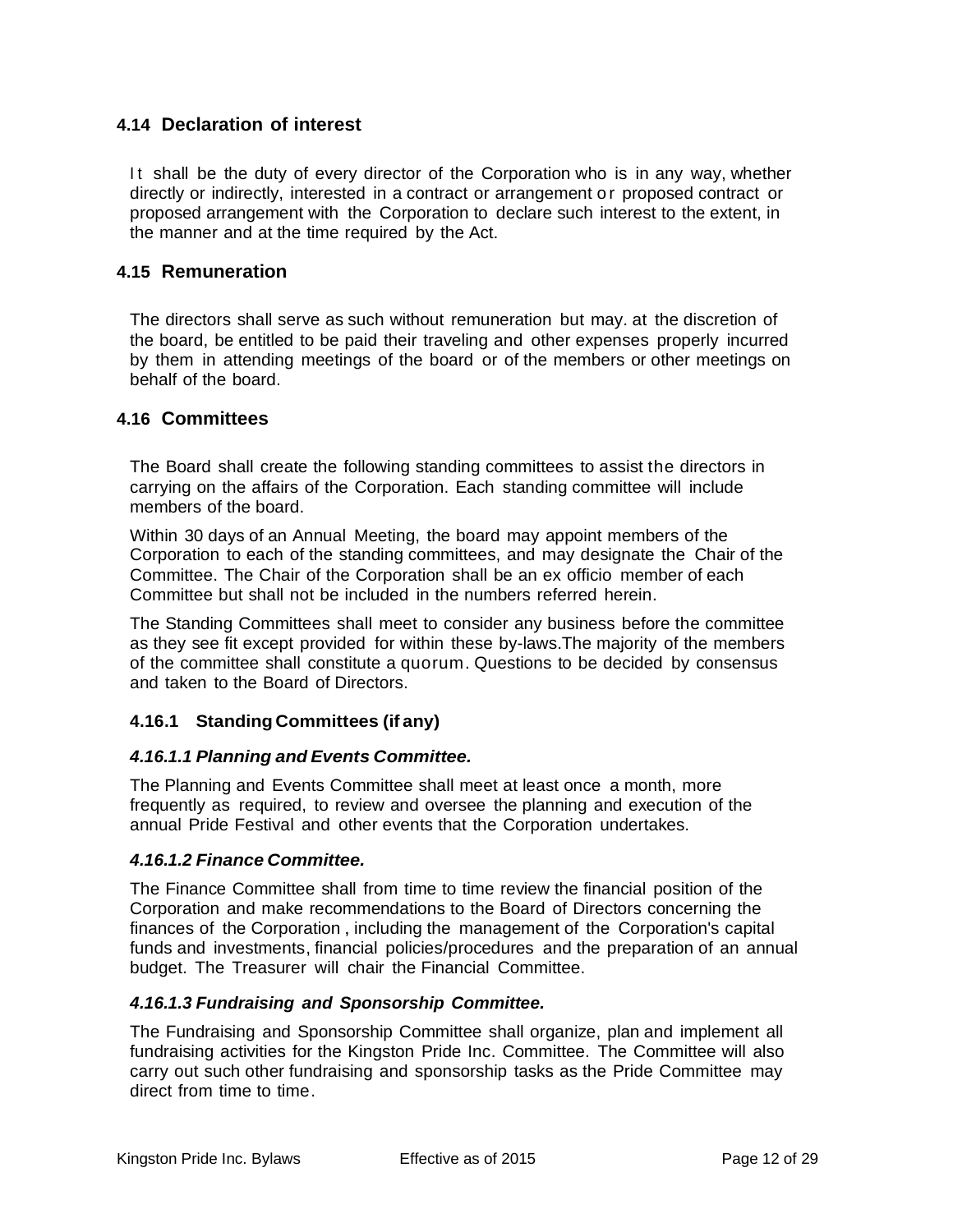### 4.14 Declaration of interest

It shall be the duty of every director of the Corporation who is in any way, whether directly or indirectly, interested in a contract or arrangement or proposed contract or proposed arrangement with the Corporation to declare such interest to the extent, in the manner and at the time required by the Act.

### 4.15 Remuneration

The directors shall serve as such without remuneration but may. at the discretion of the board, be entitled to be paid their traveling and other expenses properly incurred by them in attending meetings of the board or of the members or other meetings on behalf of the board.

### 4.16 Committees

The Board shall create the following standing committees to assist the directors in carrying on the affairs of the Corporation. Each standing committee will include members of the board.

Within 30 days of an Annual Meeting, the board may appoint members of the Corporation to each of the standing committees, and may designate the Chair of the Committee. The Chair of the Corporation shall be an ex officio member of each Committee but shall not be included in the numbers referred herein.

The Standing Committees shall meet to consider any business before the committee as they see fit except provided for within these by-laws.The majority of the members of the committee shall constitute a quorum. Questions to be decided by consensus and taken to the Board of Directors.

#### 4.16.1 Standing Committees (if any)

##### *4.16.1.1 Planning and Events Committee.*

The Planning and Events Committee shall meet at least once a month, more frequently as required, to review and oversee the planning and execution of the annual Pride Festival and other events that the Corporation undertakes.

##### *4.16.1.2 Finance Committee.*

The Finance Committee shall from time to time review the financial position of the Corporation and make recommendations to the Board of Directors concerning the finances of the Corporation , including the management of the Corporation's capital funds and investments, financial policies/procedures and the preparation of an annual budget. The Treasurer will chair the Financial Committee.

##### *4.16.1.3 Fundraising and Sponsorship Committee.*

The Fundraising and Sponsorship Committee shall organize, plan and implement all fundraising activities for the Kingston Pride Inc. Committee. The Committee will also carry out such other fundraising and sponsorship tasks as the Pride Committee may direct from time to time.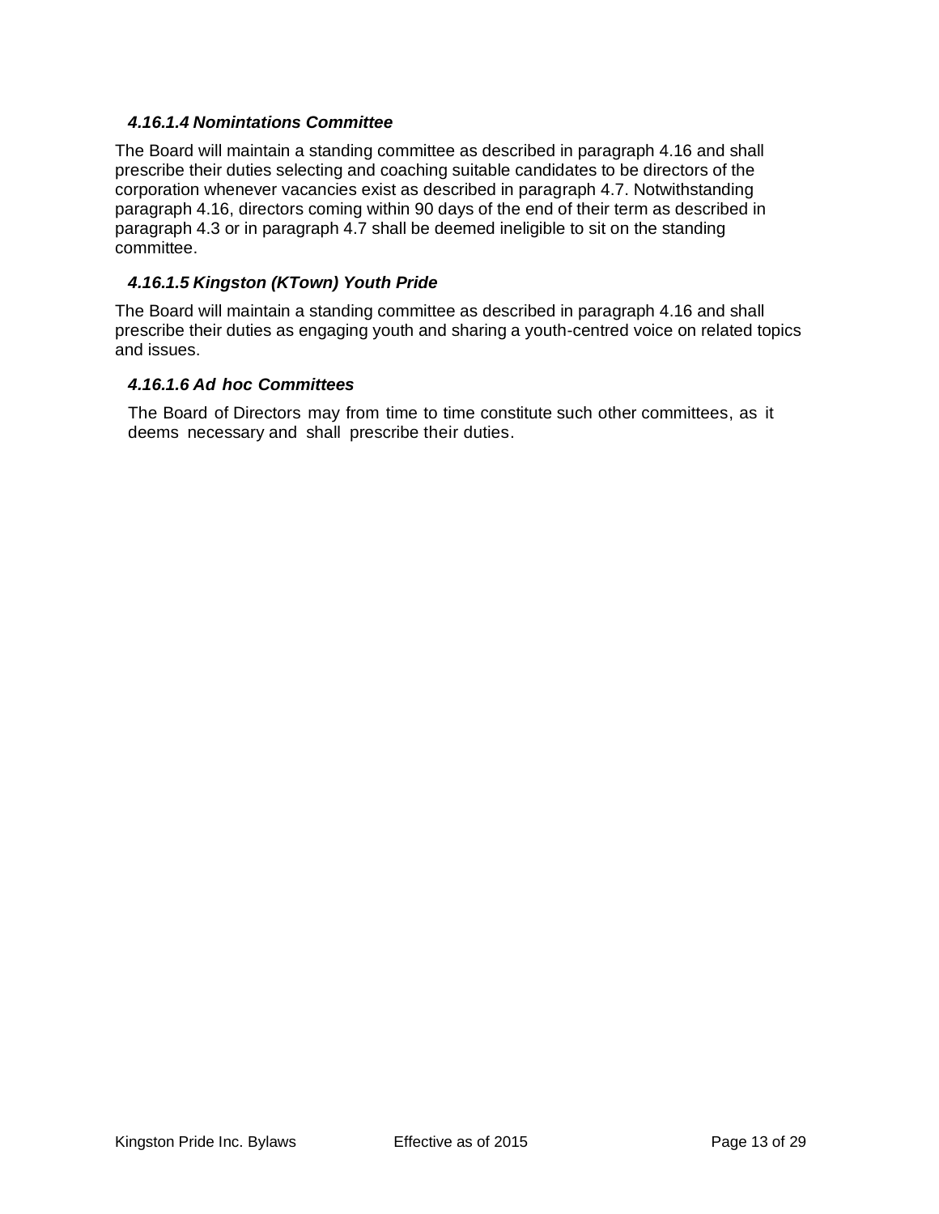#### *4.16.1.4 Nomintations Committee*

The Board will maintain a standing committee as described in paragraph 4.16 and shall prescribe their duties selecting and coaching suitable candidates to be directors of the corporation whenever vacancies exist as described in paragraph 4.7. Notwithstanding paragraph 4.16, directors coming within 90 days of the end of their term as described in paragraph 4.3 or in paragraph 4.7 shall be deemed ineligible to sit on the standing committee.

#### *4.16.1.5 Kingston (KTown) Youth Pride*

The Board will maintain a standing committee as described in paragraph 4.16 and shall prescribe their duties as engaging youth and sharing a youth-centred voice on related topics and issues.

#### *4.16.1.6 Ad hoc Committees*

The Board of Directors may from time to time constitute such other committees, as it deems necessary and shall prescribe their duties.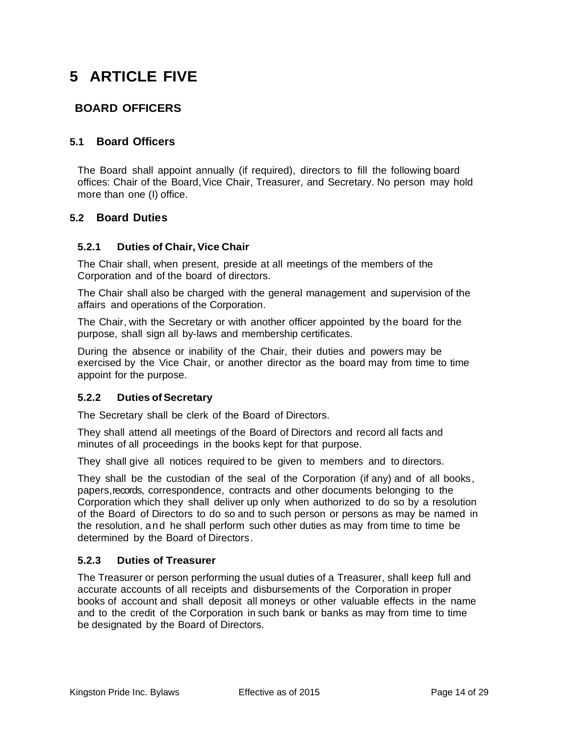# 5 ARTICLE FIVE

## BOARD OFFICERS

### 5.1 Board Officers

The Board shall appoint annually (if required), directors to fill the following board offices: Chair of the Board, Vice Chair, Treasurer, and Secretary. No person may hold more than one (I) office.

### 5.2 Board Duties

#### 5.2.1 Duties of Chair, Vice Chair

The Chair shall, when present, preside at all meetings of the members of the Corporation and of the board of directors.

The Chair shall also be charged with the general management and supervision of the affairs and operations of the Corporation.

The Chair, with the Secretary or with another officer appointed by the board for the purpose, shall sign all by-laws and membership certificates.

During the absence or inability of the Chair, their duties and powers may be exercised by the Vice Chair, or another director as the board may from time to time appoint for the purpose.

#### 5.2.2 Duties of Secretary

The Secretary shall be clerk of the Board of Directors.

They shall attend all meetings of the Board of Directors and record all facts and minutes of all proceedings in the books kept for that purpose.

They shall give all notices required to be given to members and to directors.

They shall be the custodian of the seal of the Corporation (if any) and of all books, papers, records, correspondence, contracts and other documents belonging to the Corporation which they shall deliver up only when authorized to do so by a resolution of the Board of Directors to do so and to such person or persons as may be named in the resolution, and he shall perform such other duties as may from time to time be determined by the Board of Directors.

#### 5.2.3 Duties of Treasurer

The Treasurer or person performing the usual duties of a Treasurer, shall keep full and accurate accounts of all receipts and disbursements of the Corporation in proper books of account and shall deposit all moneys or other valuable effects in the name and to the credit of the Corporation in such bank or banks as may from time to time be designated by the Board of Directors.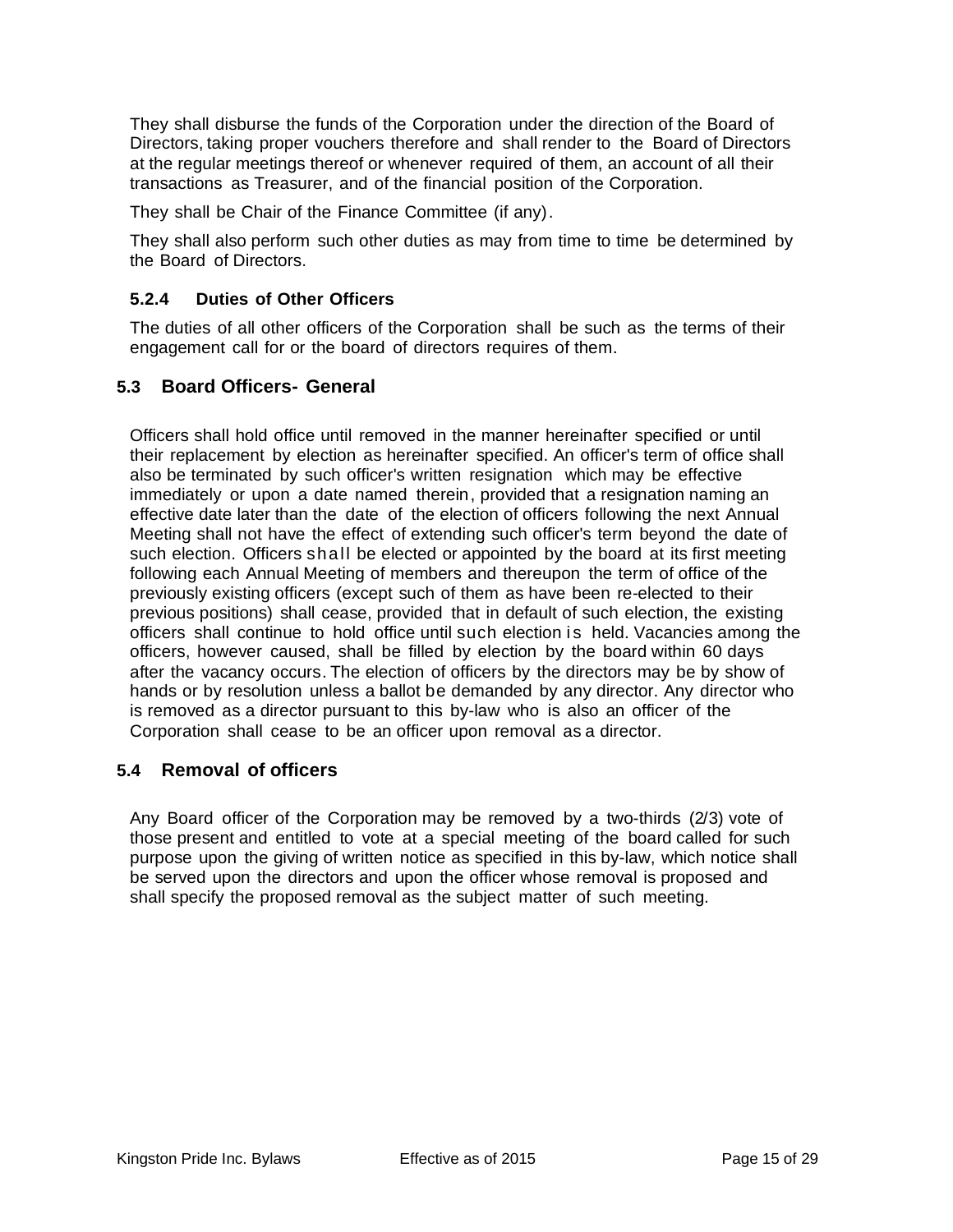They shall disburse the funds of the Corporation under the direction of the Board of Directors, taking proper vouchers therefore and shall render to the Board of Directors at the regular meetings thereof or whenever required of them, an account of all their transactions as Treasurer, and of the financial position of the Corporation.

They shall be Chair of the Finance Committee (if any).

They shall also perform such other duties as may from time to time be determined by the Board of Directors.

#### 5.2.4 Duties of Other Officers

The duties of all other officers of the Corporation shall be such as the terms of their engagement call for or the board of directors requires of them.

### 5.3 Board Officers- General

Officers shall hold office until removed in the manner hereinafter specified or until their replacement by election as hereinafter specified. An officer's term of office shall also be terminated by such officer's written resignation which may be effective immediately or upon a date named therein, provided that a resignation naming an effective date later than the date of the election of officers following the next Annual Meeting shall not have the effect of extending such officer's term beyond the date of such election. Officers shall be elected or appointed by the board at its first meeting following each Annual Meeting of members and thereupon the term of office of the previously existing officers (except such of them as have been re-elected to their previous positions) shall cease, provided that in default of such election, the existing officers shall continue to hold office until such election is held. Vacancies among the officers, however caused, shall be filled by election by the board within 60 days after the vacancy occurs. The election of officers by the directors may be by show of hands or by resolution unless a ballot be demanded by any director. Any director who is removed as a director pursuant to this by-law who is also an officer of the Corporation shall cease to be an officer upon removal as a director.

### 5.4 Removal of officers

Any Board officer of the Corporation may be removed by a two-thirds (2/3) vote of those present and entitled to vote at a special meeting of the board called for such purpose upon the giving of written notice as specified in this by-law, which notice shall be served upon the directors and upon the officer whose removal is proposed and shall specify the proposed removal as the subject matter of such meeting.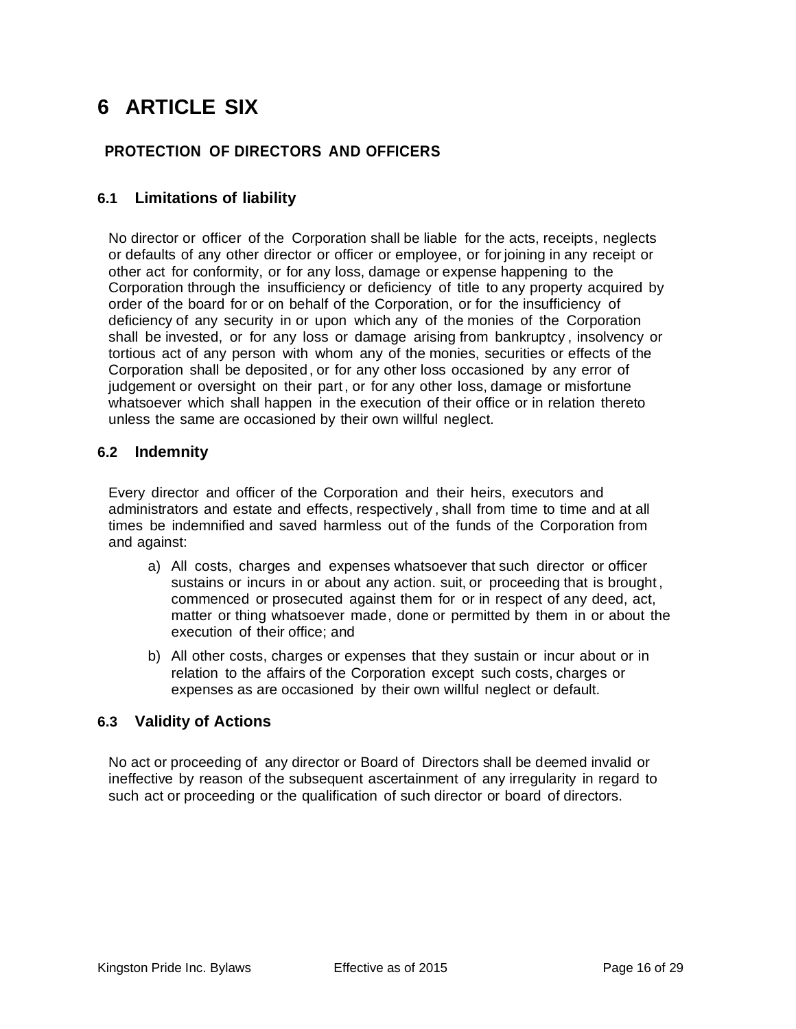# 6 ARTICLE SIX

## PROTECTION OF DIRECTORS AND OFFICERS

### 6.1 Limitations of liability

No director or officer of the Corporation shall be liable for the acts, receipts, neglects or defaults of any other director or officer or employee, or for joining in any receipt or other act for conformity, or for any loss, damage or expense happening to the Corporation through the insufficiency or deficiency of title to any property acquired by order of the board for or on behalf of the Corporation, or for the insufficiency of deficiency of any security in or upon which any of the monies of the Corporation shall be invested, or for any loss or damage arising from bankruptcy, insolvency or tortious act of any person with whom any of the monies, securities or effects of the Corporation shall be deposited, or for any other loss occasioned by any error of judgement or oversight on their part, or for any other loss, damage or misfortune whatsoever which shall happen in the execution of their office or in relation thereto unless the same are occasioned by their own willful neglect.

### 6.2 Indemnity

Every director and officer of the Corporation and their heirs, executors and administrators and estate and effects, respectively, shall from time to time and at all times be indemnified and saved harmless out of the funds of the Corporation from and against:

a) All costs, charges and expenses whatsoever that such director or officer sustains or incurs in or about any action. suit, or proceeding that is brought, commenced or prosecuted against them for or in respect of any deed, act, matter or thing whatsoever made, done or permitted by them in or about the execution of their office; and

b) All other costs, charges or expenses that they sustain or incur about or in relation to the affairs of the Corporation except such costs, charges or expenses as are occasioned by their own willful neglect or default.

### 6.3 Validity of Actions

No act or proceeding of any director or Board of Directors shall be deemed invalid or ineffective by reason of the subsequent ascertainment of any irregularity in regard to such act or proceeding or the qualification of such director or board of directors.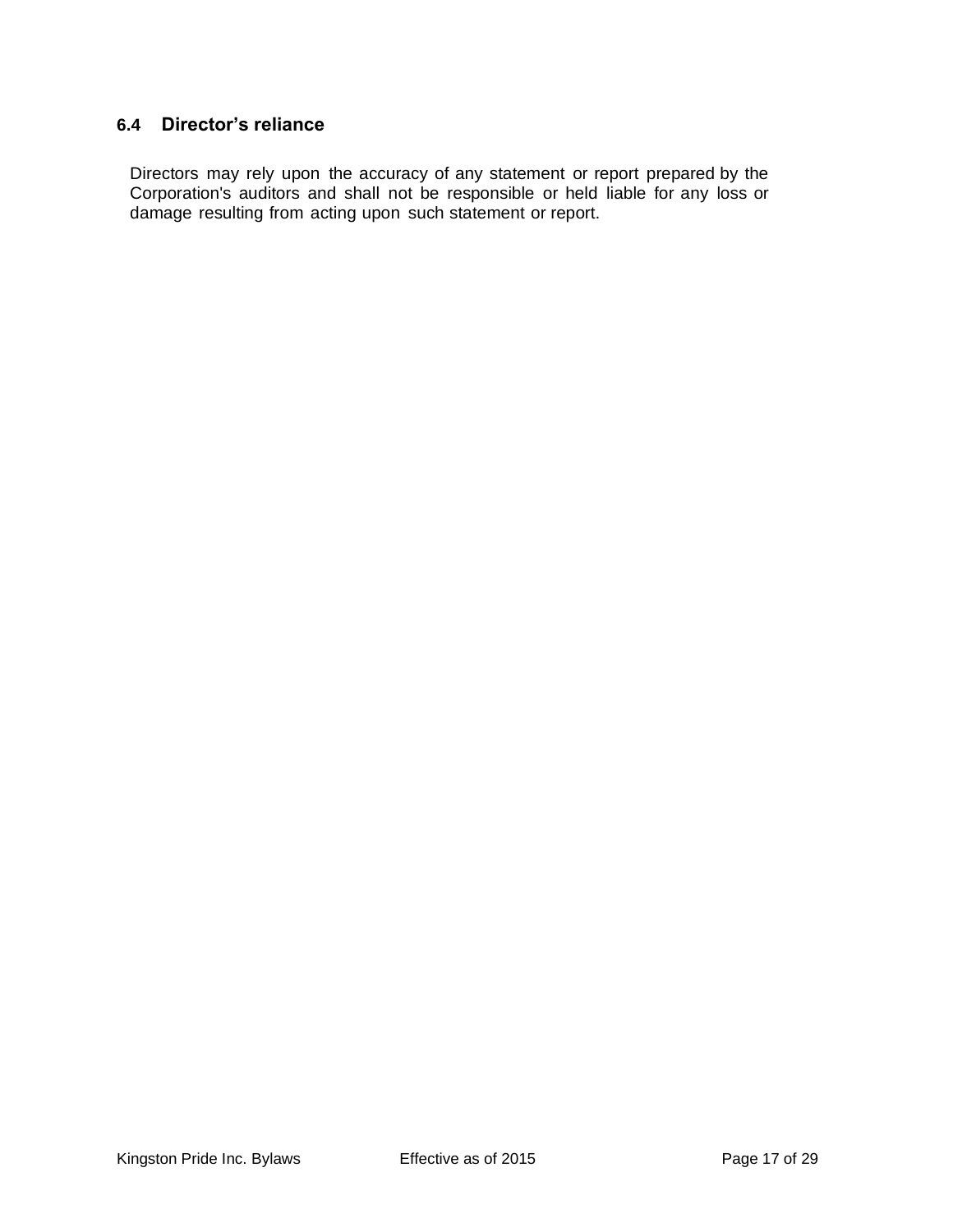### 6.4 Director's reliance

Directors may rely upon the accuracy of any statement or report prepared by the Corporation's auditors and shall not be responsible or held liable for any loss or damage resulting from acting upon such statement or report.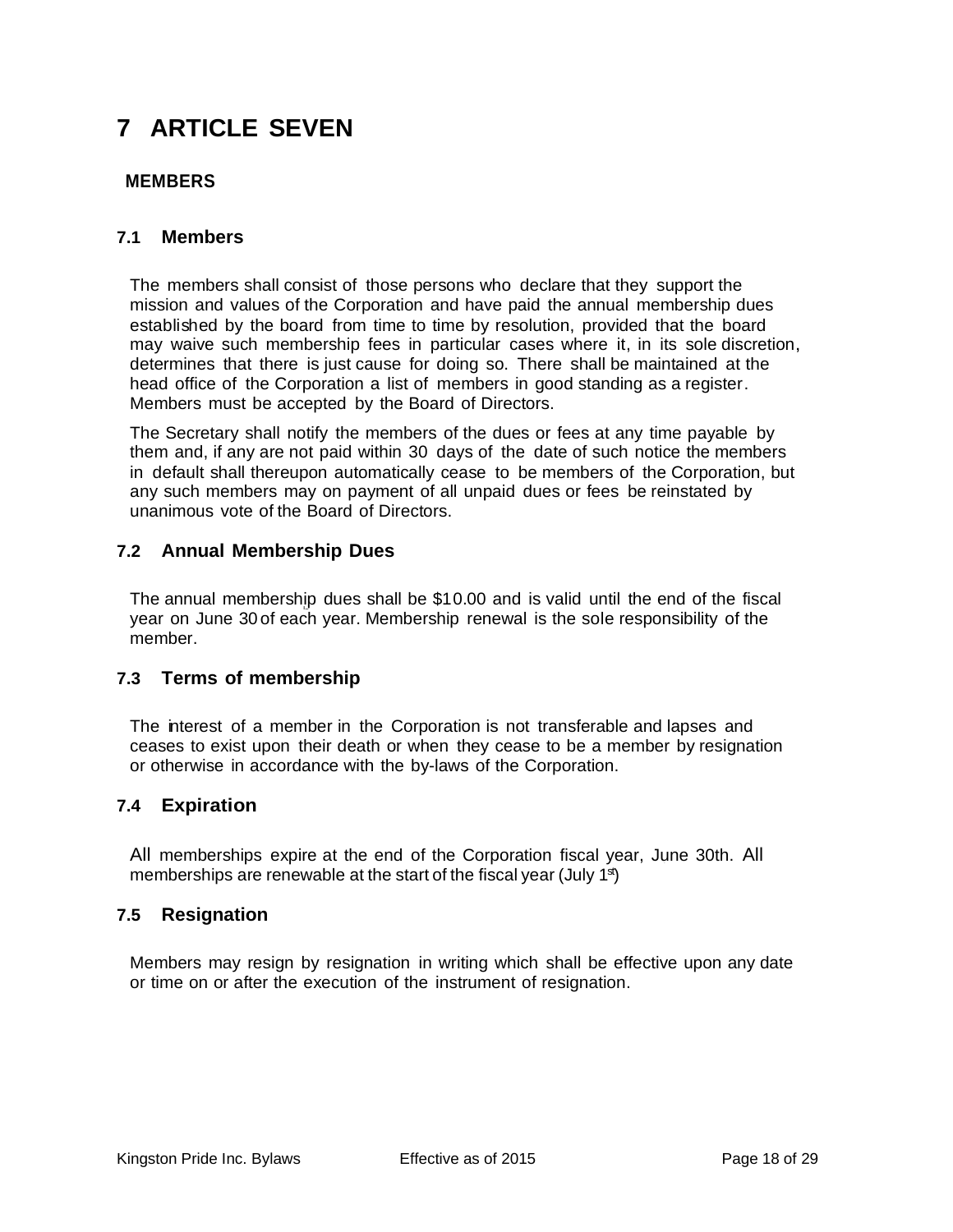# 7 ARTICLE SEVEN

## MEMBERS

### 7.1 Members

The members shall consist of those persons who declare that they support the mission and values of the Corporation and have paid the annual membership dues established by the board from time to time by resolution, provided that the board may waive such membership fees in particular cases where it, in its sole discretion, determines that there is just cause for doing so. There shall be maintained at the head office of the Corporation a list of members in good standing as a register. Members must be accepted by the Board of Directors.

The Secretary shall notify the members of the dues or fees at any time payable by them and, if any are not paid within 30 days of the date of such notice the members in default shall thereupon automatically cease to be members of the Corporation, but any such members may on payment of all unpaid dues or fees be reinstated by unanimous vote of the Board of Directors.

### 7.2 Annual Membership Dues

The annual membership dues shall be $10.00 and is valid until the end of the fiscal year on June 30 of each year. Membership renewal is the sole responsibility of the member.

### 7.3 Terms of membership

The interest of a member in the Corporation is not transferable and lapses and ceases to exist upon their death or when they cease to be a member by resignation or otherwise in accordance with the by-laws of the Corporation.

### 7.4 Expiration

All memberships expire at the end of the Corporation fiscal year, June 30th. All memberships are renewable at the start of the fiscal year (July 1st)

### 7.5 Resignation

Members may resign by resignation in writing which shall be effective upon any date or time on or after the execution of the instrument of resignation.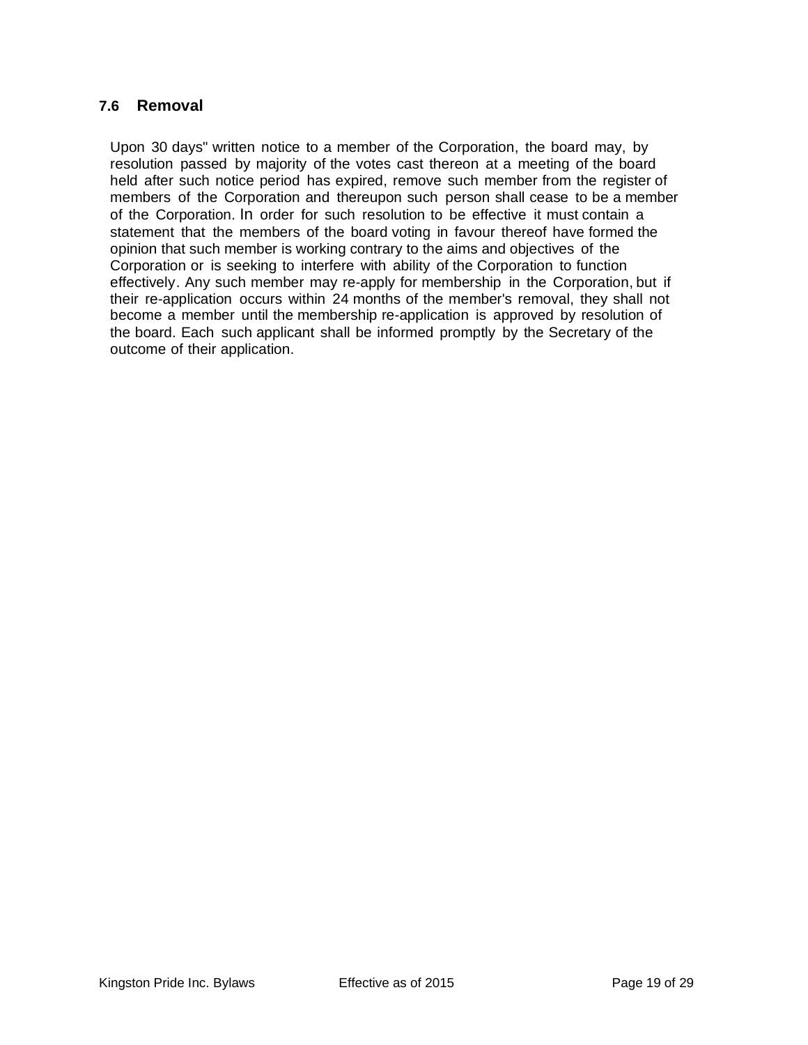### 7.6 Removal

Upon 30 days" written notice to a member of the Corporation, the board may, by resolution passed by majority of the votes cast thereon at a meeting of the board held after such notice period has expired, remove such member from the register of members of the Corporation and thereupon such person shall cease to be a member of the Corporation. In order for such resolution to be effective it must contain a statement that the members of the board voting in favour thereof have formed the opinion that such member is working contrary to the aims and objectives of the Corporation or is seeking to interfere with ability of the Corporation to function effectively. Any such member may re-apply for membership in the Corporation, but if their re-application occurs within 24 months of the member's removal, they shall not become a member until the membership re-application is approved by resolution of the board. Each such applicant shall be informed promptly by the Secretary of the outcome of their application.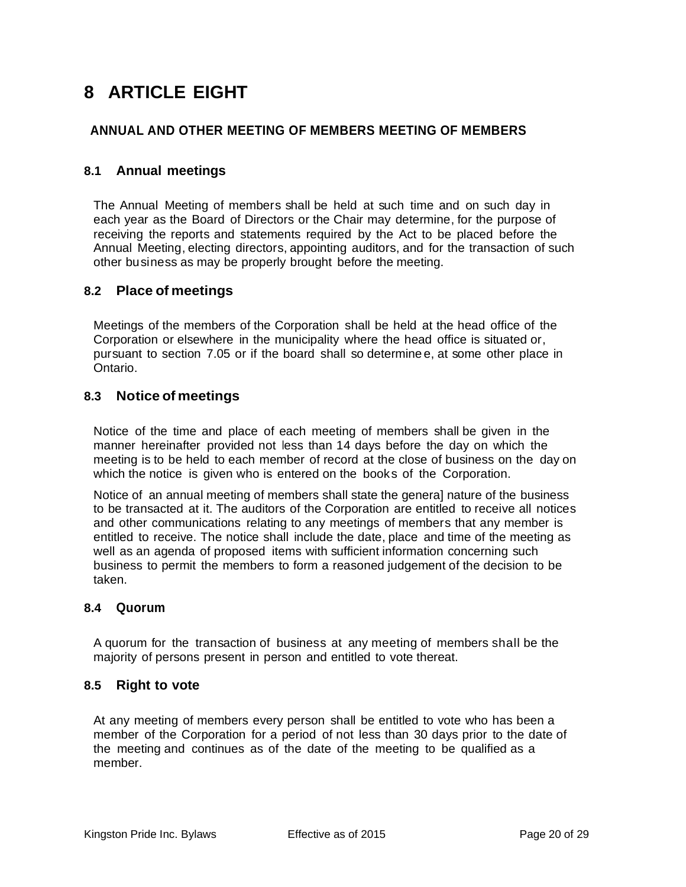# 8 ARTICLE EIGHT

## ANNUAL AND OTHER MEETING OF MEMBERS MEETING OF MEMBERS

### 8.1 Annual meetings

The Annual Meeting of members shall be held at such time and on such day in each year as the Board of Directors or the Chair may determine, for the purpose of receiving the reports and statements required by the Act to be placed before the Annual Meeting, electing directors, appointing auditors, and for the transaction of such other business as may be properly brought before the meeting.

### 8.2 Place of meetings

Meetings of the members of the Corporation shall be held at the head office of the Corporation or elsewhere in the municipality where the head office is situated or, pursuant to section 7.05 or if the board shall so determine e, at some other place in Ontario.

### 8.3 Notice of meetings

Notice of the time and place of each meeting of members shall be given in the manner hereinafter provided not less than 14 days before the day on which the meeting is to be held to each member of record at the close of business on the day on which the notice is given who is entered on the books of the Corporation.

Notice of an annual meeting of members shall state the genera] nature of the business to be transacted at it. The auditors of the Corporation are entitled to receive all notices and other communications relating to any meetings of members that any member is entitled to receive. The notice shall include the date, place and time of the meeting as well as an agenda of proposed items with sufficient information concerning such business to permit the members to form a reasoned judgement of the decision to be taken.

### 8.4 Quorum

A quorum for the transaction of business at any meeting of members shall be the majority of persons present in person and entitled to vote thereat.

### 8.5 Right to vote

At any meeting of members every person shall be entitled to vote who has been a member of the Corporation for a period of not less than 30 days prior to the date of the meeting and continues as of the date of the meeting to be qualified as a member.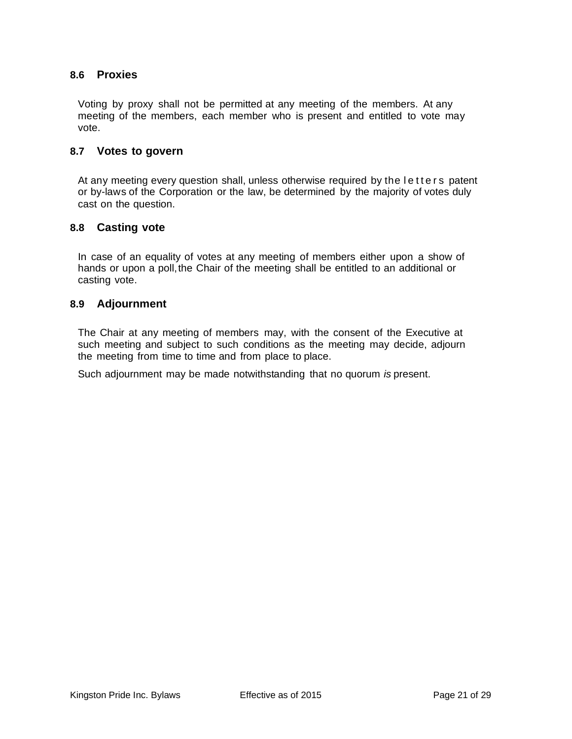### 8.6 Proxies

Voting by proxy shall not be permitted at any meeting of the members. At any meeting of the members, each member who is present and entitled to vote may vote.

### 8.7 Votes to govern

At any meeting every question shall, unless otherwise required by the letters patent or by-laws of the Corporation or the law, be determined by the majority of votes duly cast on the question.

### 8.8 Casting vote

In case of an equality of votes at any meeting of members either upon a show of hands or upon a poll, the Chair of the meeting shall be entitled to an additional or casting vote.

### 8.9 Adjournment

The Chair at any meeting of members may, with the consent of the Executive at such meeting and subject to such conditions as the meeting may decide, adjourn the meeting from time to time and from place to place.

Such adjournment may be made notwithstanding that no quorum *is* present.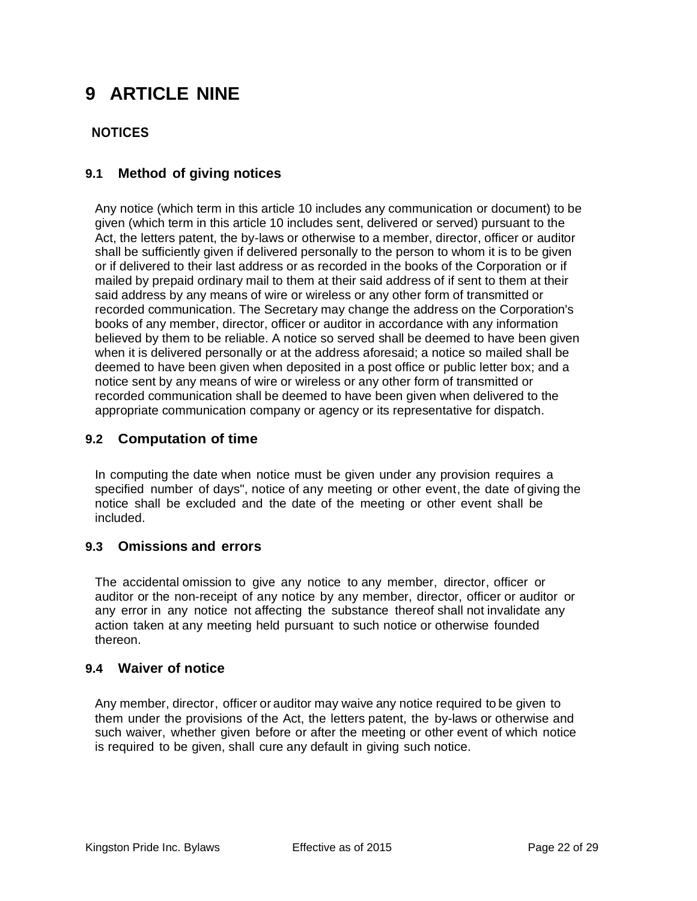# 9 ARTICLE NINE

## NOTICES

### 9.1 Method of giving notices

Any notice (which term in this article 10 includes any communication or document) to be given (which term in this article 10 includes sent, delivered or served) pursuant to the Act, the letters patent, the by-laws or otherwise to a member, director, officer or auditor shall be sufficiently given if delivered personally to the person to whom it is to be given or if delivered to their last address or as recorded in the books of the Corporation or if mailed by prepaid ordinary mail to them at their said address of if sent to them at their said address by any means of wire or wireless or any other form of transmitted or recorded communication. The Secretary may change the address on the Corporation's books of any member, director, officer or auditor in accordance with any information believed by them to be reliable. A notice so served shall be deemed to have been given when it is delivered personally or at the address aforesaid; a notice so mailed shall be deemed to have been given when deposited in a post office or public letter box; and a notice sent by any means of wire or wireless or any other form of transmitted or recorded communication shall be deemed to have been given when delivered to the appropriate communication company or agency or its representative for dispatch.

### 9.2 Computation of time

In computing the date when notice must be given under any provision requires a specified number of days", notice of any meeting or other event, the date of giving the notice shall be excluded and the date of the meeting or other event shall be included.

### 9.3 Omissions and errors

The accidental omission to give any notice to any member, director, officer or auditor or the non-receipt of any notice by any member, director, officer or auditor or any error in any notice not affecting the substance thereof shall not invalidate any action taken at any meeting held pursuant to such notice or otherwise founded thereon.

### 9.4 Waiver of notice

Any member, director, officer or auditor may waive any notice required to be given to them under the provisions of the Act, the letters patent, the by-laws or otherwise and such waiver, whether given before or after the meeting or other event of which notice is required to be given, shall cure any default in giving such notice.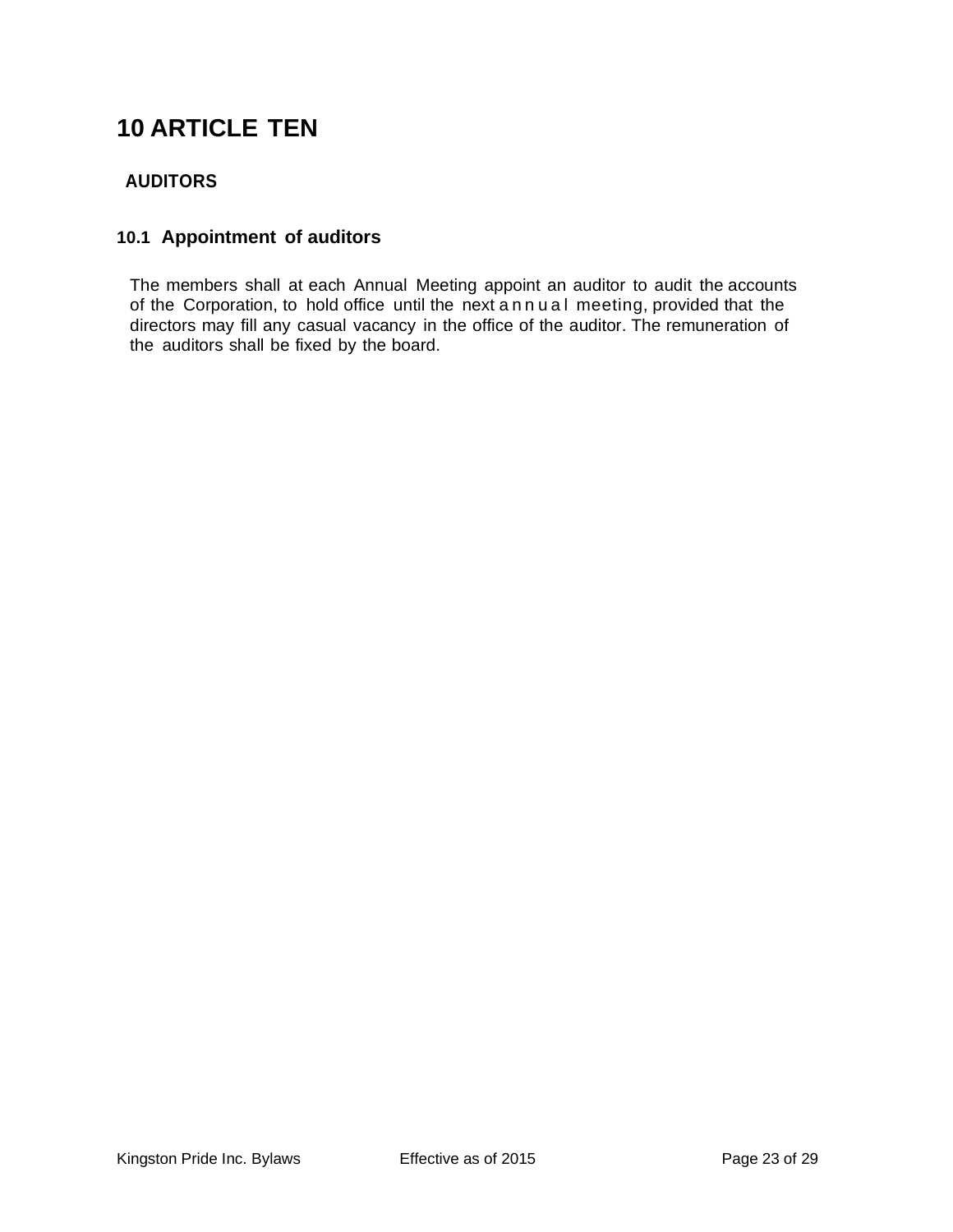# 10 ARTICLE TEN

## AUDITORS

### 10.1 Appointment of auditors

The members shall at each Annual Meeting appoint an auditor to audit the accounts of the Corporation, to hold office until the next annual meeting, provided that the directors may fill any casual vacancy in the office of the auditor. The remuneration of the auditors shall be fixed by the board.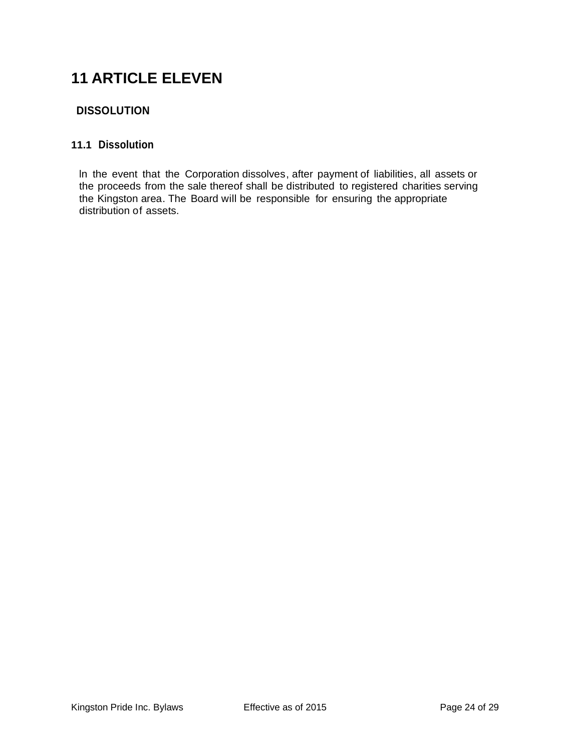# 11 ARTICLE ELEVEN

## DISSOLUTION

### 11.1 Dissolution

ln the event that the Corporation dissolves, after payment of liabilities, all assets or the proceeds from the sale thereof shall be distributed to registered charities serving the Kingston area. The Board will be responsible for ensuring the appropriate distribution of assets.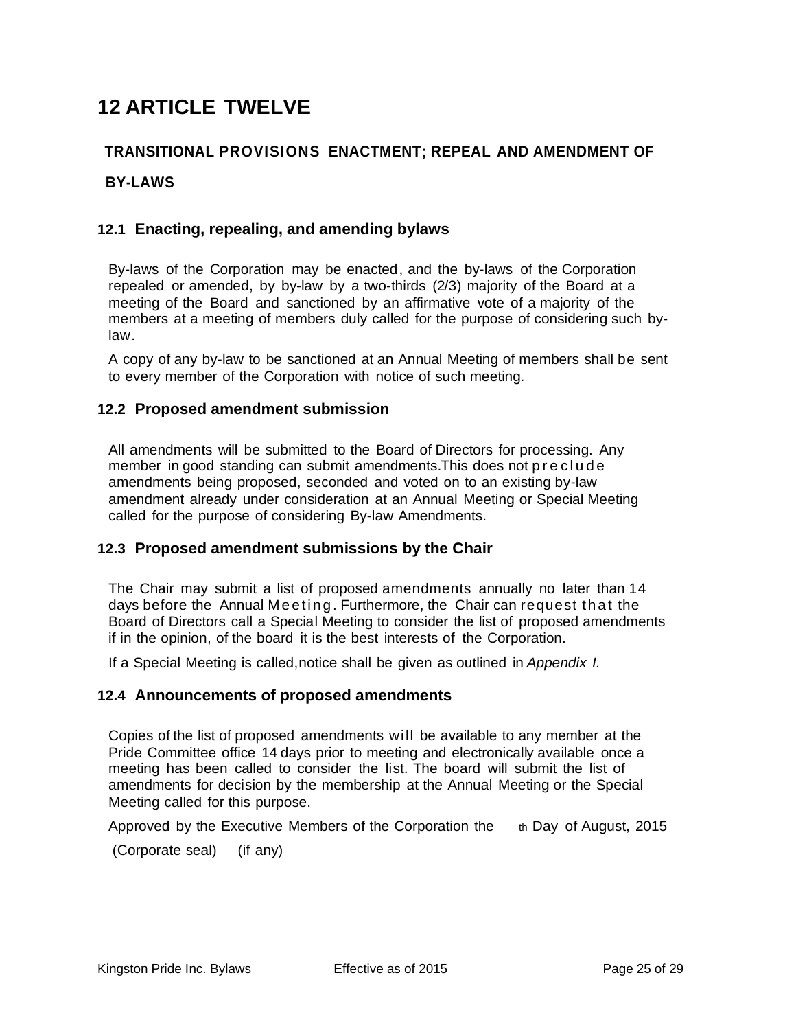# 12 ARTICLE TWELVE

## TRANSITIONAL PROVISIONS ENACTMENT; REPEAL AND AMENDMENT OF BY-LAWS

### 12.1 Enacting, repealing, and amending bylaws

By-laws of the Corporation may be enacted, and the by-laws of the Corporation repealed or amended, by by-law by a two-thirds (2/3) majority of the Board at a meeting of the Board and sanctioned by an affirmative vote of a majority of the members at a meeting of members duly called for the purpose of considering such by-law.

A copy of any by-law to be sanctioned at an Annual Meeting of members shall be sent to every member of the Corporation with notice of such meeting.

### 12.2 Proposed amendment submission

All amendments will be submitted to the Board of Directors for processing. Any member in good standing can submit amendments.This does not preclude amendments being proposed, seconded and voted on to an existing by-law amendment already under consideration at an Annual Meeting or Special Meeting called for the purpose of considering By-law Amendments.

### 12.3 Proposed amendment submissions by the Chair

The Chair may submit a list of proposed amendments annually no later than 14 days before the Annual Meeting. Furthermore, the Chair can request that the Board of Directors call a Special Meeting to consider the list of proposed amendments if in the opinion, of the board it is the best interests of the Corporation.

If a Special Meeting is called,notice shall be given as outlined in *Appendix I.*

### 12.4 Announcements of proposed amendments

Copies of the list of proposed amendments will be available to any member at the Pride Committee office 14 days prior to meeting and electronically available once a meeting has been called to consider the list. The board will submit the list of amendments for decision by the membership at the Annual Meeting or the Special Meeting called for this purpose.

Approved by the Executive Members of the Corporation the th Day of August, 2015

(Corporate seal) (if any)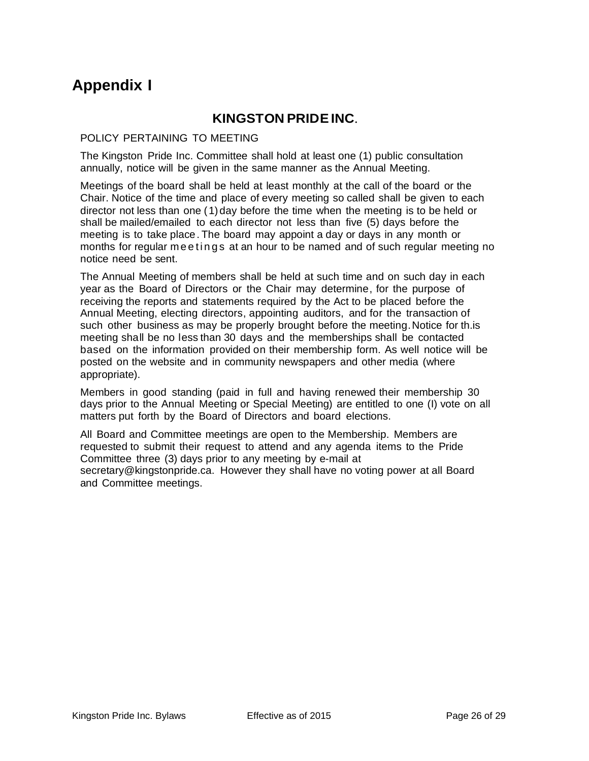# Appendix I

## KINGSTON PRIDE INC.

POLICY PERTAINING TO MEETING

The Kingston Pride Inc. Committee shall hold at least one (1) public consultation annually, notice will be given in the same manner as the Annual Meeting.

Meetings of the board shall be held at least monthly at the call of the board or the Chair. Notice of the time and place of every meeting so called shall be given to each director not less than one (1) day before the time when the meeting is to be held or shall be mailed/emailed to each director not less than five (5) days before the meeting is to take place. The board may appoint a day or days in any month or months for regular meetings at an hour to be named and of such regular meeting no notice need be sent.

The Annual Meeting of members shall be held at such time and on such day in each year as the Board of Directors or the Chair may determine, for the purpose of receiving the reports and statements required by the Act to be placed before the Annual Meeting, electing directors, appointing auditors, and for the transaction of such other business as may be properly brought before the meeting. Notice for th.is meeting shall be no less than 30 days and the memberships shall be contacted based on the information provided on their membership form. As well notice will be posted on the website and in community newspapers and other media (where appropriate).

Members in good standing (paid in full and having renewed their membership 30 days prior to the Annual Meeting or Special Meeting) are entitled to one (l) vote on all matters put forth by the Board of Directors and board elections.

All Board and Committee meetings are open to the Membership. Members are requested to submit their request to attend and any agenda items to the Pride Committee three (3) days prior to any meeting by e-mail at secretary@kingstonpride.ca. However they shall have no voting power at all Board and Committee meetings.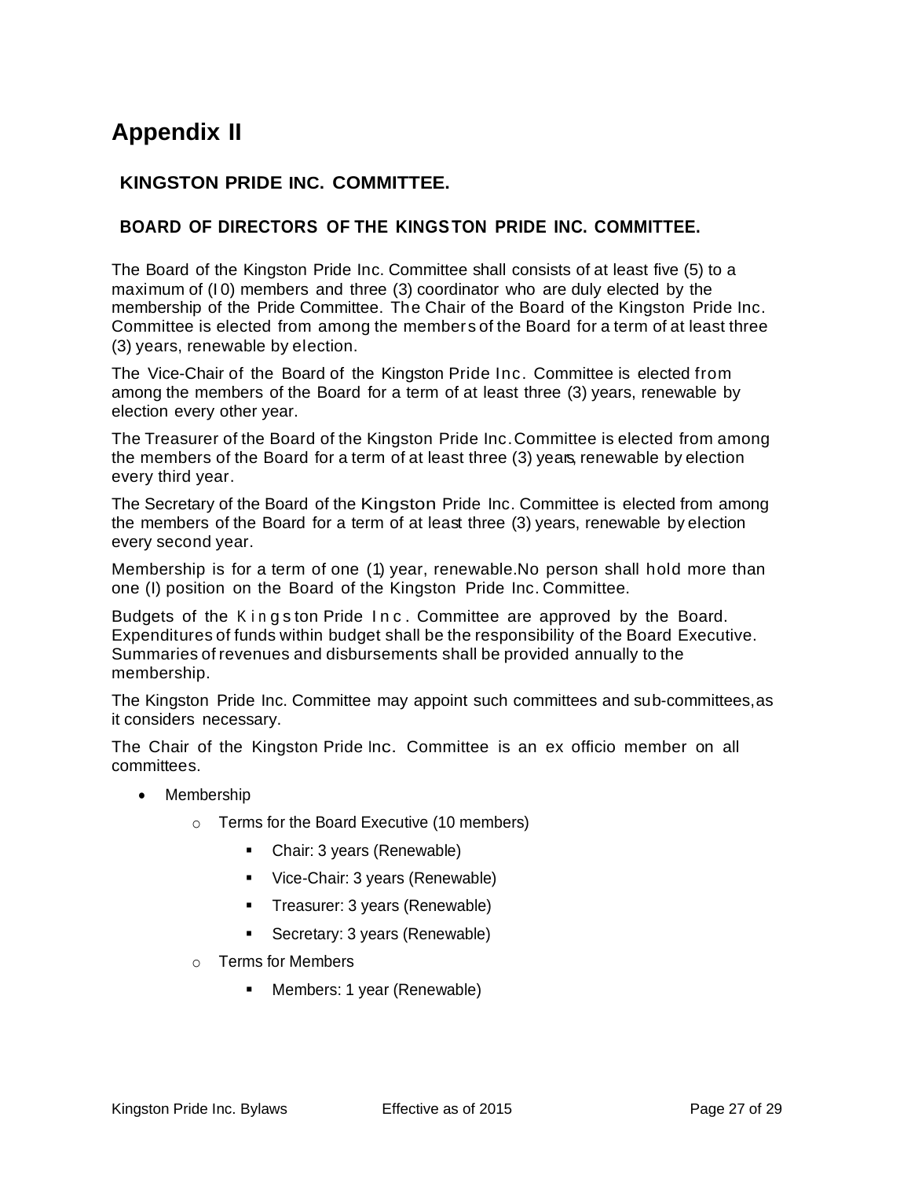# Appendix II

### KINGSTON PRIDE INC. COMMITTEE.

### BOARD OF DIRECTORS OF THE KINGSTON PRIDE INC. COMMITTEE.

The Board of the Kingston Pride Inc. Committee shall consists of at least five (5) to a maximum of (I0) members and three (3) coordinator who are duly elected by the membership of the Pride Committee. The Chair of the Board of the Kingston Pride Inc. Committee is elected from among the members of the Board for a term of at least three (3) years, renewable by election.

The Vice-Chair of the Board of the Kingston Pride Inc. Committee is elected from among the members of the Board for a term of at least three (3) years, renewable by election every other year.

The Treasurer of the Board of the Kingston Pride Inc.Committee is elected from among the members of the Board for a term of at least three (3) years, renewable by election every third year.

The Secretary of the Board of the Kingston Pride Inc. Committee is elected from among the members of the Board for a term of at least three (3) years, renewable by election every second year.

Membership is for a term of one (1) year, renewable.No person shall hold more than one (I) position on the Board of the Kingston Pride Inc. Committee.

Budgets of the Kingston Pride Inc. Committee are approved by the Board. Expenditures of funds within budget shall be the responsibility of the Board Executive. Summaries of revenues and disbursements shall be provided annually to the membership.

The Kingston Pride Inc. Committee may appoint such committees and sub-committees,as it considers necessary.

The Chair of the Kingston Pride Inc. Committee is an ex officio member on all committees.

- Membership
  - Terms for the Board Executive (10 members)
    - Chair: 3 years (Renewable)
    - Vice-Chair: 3 years (Renewable)
    - Treasurer: 3 years (Renewable)
    - Secretary: 3 years (Renewable)
  - Terms for Members
    - Members: 1 year (Renewable)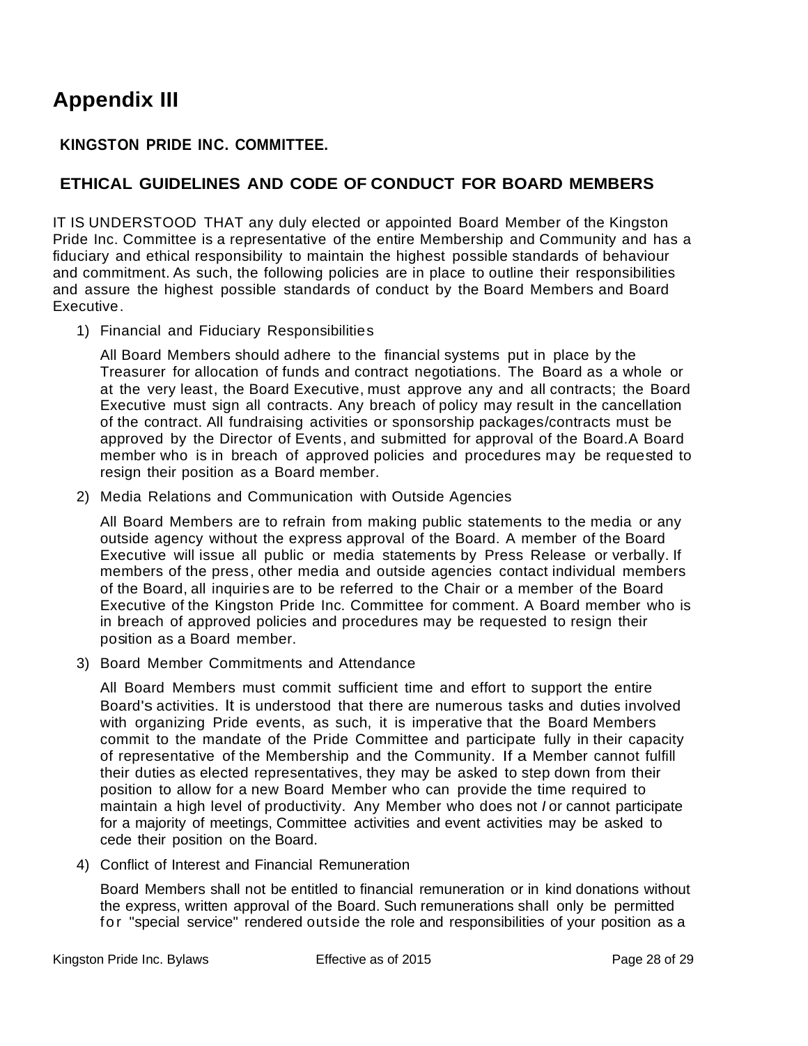# Appendix III

**KINGSTON PRIDE INC. COMMITTEE.**

## ETHICAL GUIDELINES AND CODE OF CONDUCT FOR BOARD MEMBERS

IT IS UNDERSTOOD THAT any duly elected or appointed Board Member of the Kingston Pride Inc. Committee is a representative of the entire Membership and Community and has a fiduciary and ethical responsibility to maintain the highest possible standards of behaviour and commitment. As such, the following policies are in place to outline their responsibilities and assure the highest possible standards of conduct by the Board Members and Board Executive.

1) Financial and Fiduciary Responsibilities

   All Board Members should adhere to the financial systems put in place by the Treasurer for allocation of funds and contract negotiations. The Board as a whole or at the very least, the Board Executive, must approve any and all contracts; the Board Executive must sign all contracts. Any breach of policy may result in the cancellation of the contract. All fundraising activities or sponsorship packages/contracts must be approved by the Director of Events, and submitted for approval of the Board.A Board member who is in breach of approved policies and procedures may be requested to resign their position as a Board member.

2) Media Relations and Communication with Outside Agencies

   All Board Members are to refrain from making public statements to the media or any outside agency without the express approval of the Board. A member of the Board Executive will issue all public or media statements by Press Release or verbally. If members of the press, other media and outside agencies contact individual members of the Board, all inquiries are to be referred to the Chair or a member of the Board Executive of the Kingston Pride Inc. Committee for comment. A Board member who is in breach of approved policies and procedures may be requested to resign their position as a Board member.

3) Board Member Commitments and Attendance

   All Board Members must commit sufficient time and effort to support the entire Board's activities. It is understood that there are numerous tasks and duties involved with organizing Pride events, as such, it is imperative that the Board Members commit to the mandate of the Pride Committee and participate fully in their capacity of representative of the Membership and the Community. If a Member cannot fulfill their duties as elected representatives, they may be asked to step down from their position to allow for a new Board Member who can provide the time required to maintain a high level of productivity. Any Member who does not / or cannot participate for a majority of meetings, Committee activities and event activities may be asked to cede their position on the Board.

4) Conflict of Interest and Financial Remuneration

   Board Members shall not be entitled to financial remuneration or in kind donations without the express, written approval of the Board. Such remunerations shall only be permitted for "special service" rendered outside the role and responsibilities of your position as a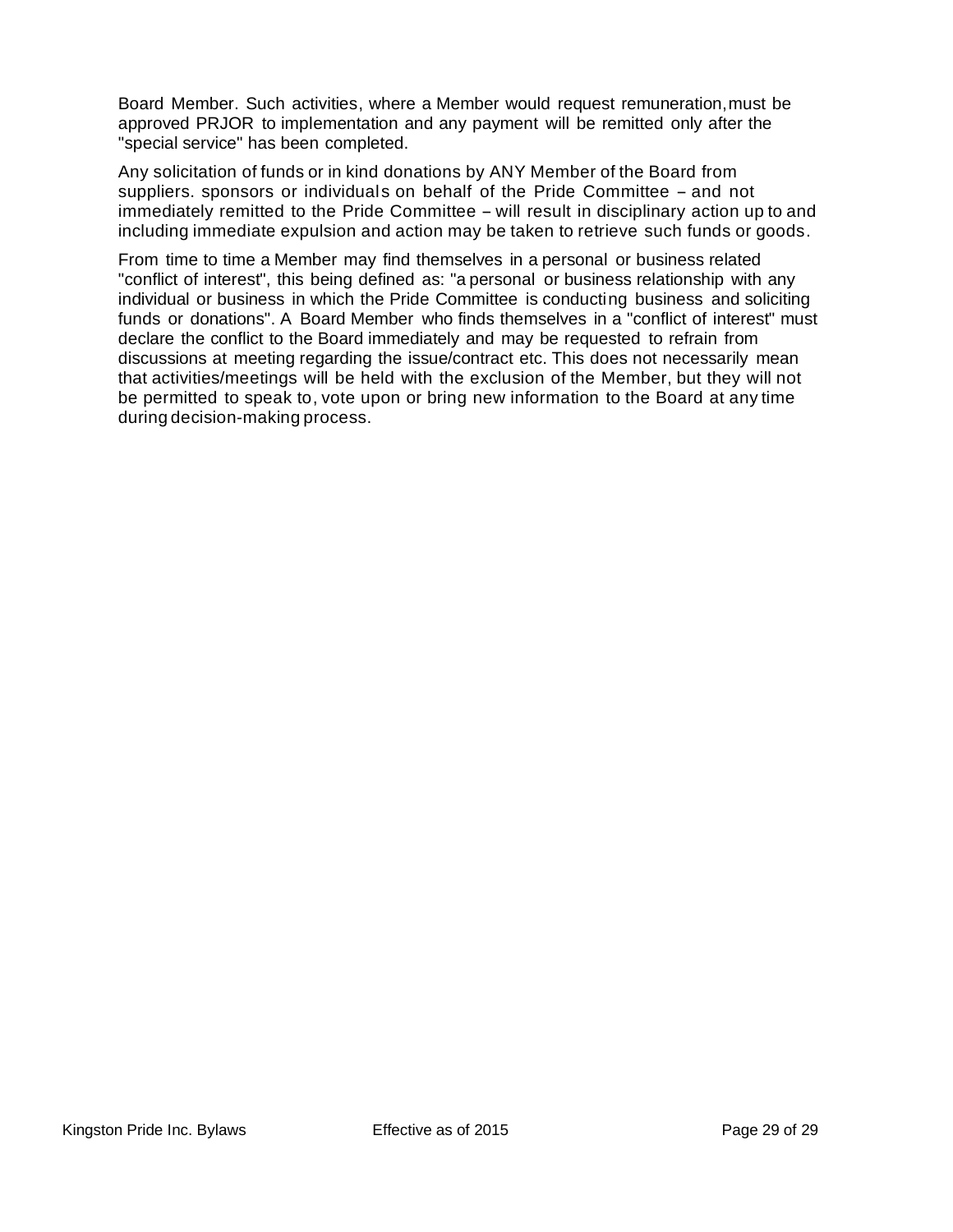Board Member. Such activities, where a Member would request remuneration, must be approved PRJOR to implementation and any payment will be remitted only after the "special service" has been completed.

Any solicitation of funds or in kind donations by ANY Member of the Board from suppliers. sponsors or individuals on behalf of the Pride Committee – and not immediately remitted to the Pride Committee – will result in disciplinary action up to and including immediate expulsion and action may be taken to retrieve such funds or goods.

From time to time a Member may find themselves in a personal or business related "conflict of interest", this being defined as: "a personal or business relationship with any individual or business in which the Pride Committee is conducting business and soliciting funds or donations". A Board Member who finds themselves in a "conflict of interest" must declare the conflict to the Board immediately and may be requested to refrain from discussions at meeting regarding the issue/contract etc. This does not necessarily mean that activities/meetings will be held with the exclusion of the Member, but they will not be permitted to speak to, vote upon or bring new information to the Board at any time during decision-making process.